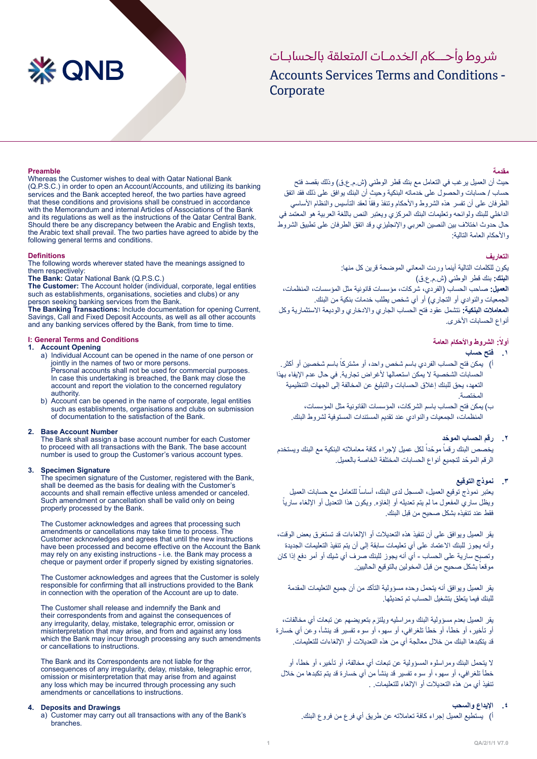# شروط وأحـــكام الخدمـات المتعلقة بالحسابـات

# Accounts Services Terms and Conditions - Corporate

## Preamble

Whereas the Customer wishes to deal with Qatar National Bank (Q.P.S.C.) in order to open an Account/Accounts, and utilizing its banking services and the Bank accepted hereof, the two parties have agreed that these conditions and provisions shall be construed in accordance with the Memorandum and internal Articles of Associations of the Bank and its regulations as well as the instructions of the Qatar Central Bank. Should there be any discrepancy between the Arabic and English texts, the Arabic text shall prevail. The two parties have agreed to abide by the following general terms and conditions.

## Definitions

The following words wherever stated have the meanings assigned to them respectively:

**The Bank:** Qatar National Bank (Q.P.S.C.)

**The Customer:** The Account holder (individual, corporate, legal entities such as establishments, organisations, societies and clubs) or any person seeking banking services from the Bank.

**The Banking Transactions:** Include documentation for opening Current, Savings, Call and Fixed Deposit Accounts, as well as all other accounts and any banking services offered by the Bank, from time to time.

## I: General Terms and Conditions

### 1. Account Opening

a) Individual Account can be opened in the name of one person or jointly in the names of two or more persons. Personal accounts shall not be used for commercial purposes. In case this undertaking is breached, the Bank may close the account and report the violation to the concerned regulatory authority.

b) Account can be opened in the name of corporate, legal entities such as establishments, organisations and clubs on submission of documentation to the satisfaction of the Bank.

### 2. Base Account Number

The Bank shall assign a base account number for each Customer to proceed with all transactions with the Bank. The base account number is used to group the Customer's various account types.

### 3. Specimen Signature

The specimen signature of the Customer, registered with the Bank, shall be deemed as the basis for dealing with the Customer's accounts and shall remain effective unless amended or canceled. Such amendment or cancellation shall be valid only on being properly processed by the Bank.

The Customer acknowledges and agrees that processing such amendments or cancellations may take time to process. The Customer acknowledges and agrees that until the new instructions have been processed and become effective on the Account the Bank may rely on any existing instructions - i.e. the Bank may process a cheque or payment order if properly signed by existing signatories.

The Customer acknowledges and agrees that the Customer is solely responsible for confirming that all instructions provided to the Bank in connection with the operation of the Account are up to date.

The Customer shall release and indemnify the Bank and their correspondents from and against the consequences of any irregularity, delay, mistake, telegraphic error, omission or misinterpretation that may arise, and from and against any loss which the Bank may incur through processing any such amendments or cancellations to instructions.

The Bank and its Correspondents are not liable for the consequences of any irregularity, delay, mistake, telegraphic error, omission or misinterpretation that may arise from and against any loss which may be incurred through processing any such amendments or cancellations to instructions.

### 4. Deposits and Drawings

a) Customer may carry out all transactions with any of the Bank's branches.

## مقدمة

حيث أن العميل يرغب في التعامل مع بنك قطر الوطني (ش.م.ع.ق) وذلك بقصد فتح حساب / حسابات والحصول على خدماته البنكية وحيث أن البنك يوافق على ذلك فقد اتفق الطرفان على أن تفسر هذه الشروط والأحكام وتنفذ وفقاً لعقد التأسيس والنظام الأساسي الداخلي للبنك ولوائحه وتعليمات البنك المركزي ويعتبر النص باللغة العربية هو المعتمد في حال حدوث اختلاف بين النصين العربي والإنجليزي وقد اتفق الطرفان على تطبيق الشروط والأحكام العامة التالية:

## التعاريف

يكون للكلمات التالية أينما وردت المعاني الموضحة قرين كل منها:

**البنك:** بنك قطر الوطني (ش.م.ع.ق)

**العميل:** صاحب الحساب (الفردي، شركات، مؤسسات قانونية مثل المؤسسات، المنظمات، الجمعيات والنوادي أو التجاري) أو أي شخص يطلب خدمات بنكية من البنك.

**المعاملات البنكية:** تشتمل عقود فتح الحساب الجاري والادخاري والوديعة الاستثمارية وكل أنواع الحسابات الأخرى.

## أولاً: الشروط والأحكام العامة

### ١. فتح حساب

أ) يمكن فتح الحساب الفردي باسم شخص واحد، أو مشتركاً باسم شخصين أو أكثر. الحسابات الشخصية لا يمكن استعمالها لأغراض تجارية. في حال عدم الإيفاء بهذا التعهد، يحق للبنك إغلاق الحسابات والتبليغ عن المخالفة إلى الجهات التنظيمية المختصة.

ب) يمكن فتح الحساب باسم الشركات، المؤسسات القانونية مثل المؤسسات، المنظمات، الجمعيات والنوادي عند تقديم المستندات المستوفية لشروط البنك.

### ٢. رقم الحساب الموحّد

يخصص البنك رقماً موحّداً لكل عميل لإجراء كافة معاملاته البنكية مع البنك ويستخدم الرقم الموحّد لتجميع أنواع الحسابات المختلفة الخاصة بالعميل.

### ٣. نموذج التوقيع

يعتبر نموذج توقيع العميل، المسجل لدى البنك، أساساً للتعامل مع حسابات العميل ويظل ساري المفعول ما لم يتم تعديله أو إلغاؤه. ويكون هذا التعديل أو الإلغاء سارياً فقط عند تنفيذه بشكل صحيح من قبل البنك.

يقر العميل ويوافق على أن تنفيذ هذه التعديلات أو الالغاءات قد تستغرق بعض الوقت، وأنه يجوز للبنك الاعتماد على أي تعليمات سابقة إلى أن يتم تنفيذ التعليمات الجديدة وتصبح سارية على الحساب - أي أنه يجوز للبنك صرف أي شيك أو أمر دفع إذا كان موقعاً بشكل صحيح من قبل المخولين بالتوقيع الحاليين.

يقر العميل ويوافق أنه يتحمل وحده مسؤولية التأكد من أن جميع التعليمات المقدمة للبنك فيما يتعلق بتشغيل الحساب تم تحديثها.

يقر العميل بعدم مسؤولية البنك ومراسليه ويلتزم بتعويضهم عن تبعات أي مخالفات، أو تأخير، أو خطأ، أو خطأ تلغرافي، أو سهو، أو سوء تفسير قد ينشأ، وعن أي خسارة قد يتكبدها البنك من خلال معالجة أي من هذه التعديلات أو الالغاءات للتعليمات.

لا يتحمل البنك ومراسلوه المسؤولية عن تبعات أي مخالفة، أو تأخير، أو خطأ، أو خطأ تلغرافي، أو سهو، أو سوء تفسير قد ينشأ من أي خسارة قد يتم تكبدها من خلال تنفيذ أي من هذه التعديلات أو الإلغاء للتعليمات. .

### ٤. الإيداع والسحب

أ) يستطيع العميل إجراء كافة تعاملاته عن طريق أي فرع من فروع البنك.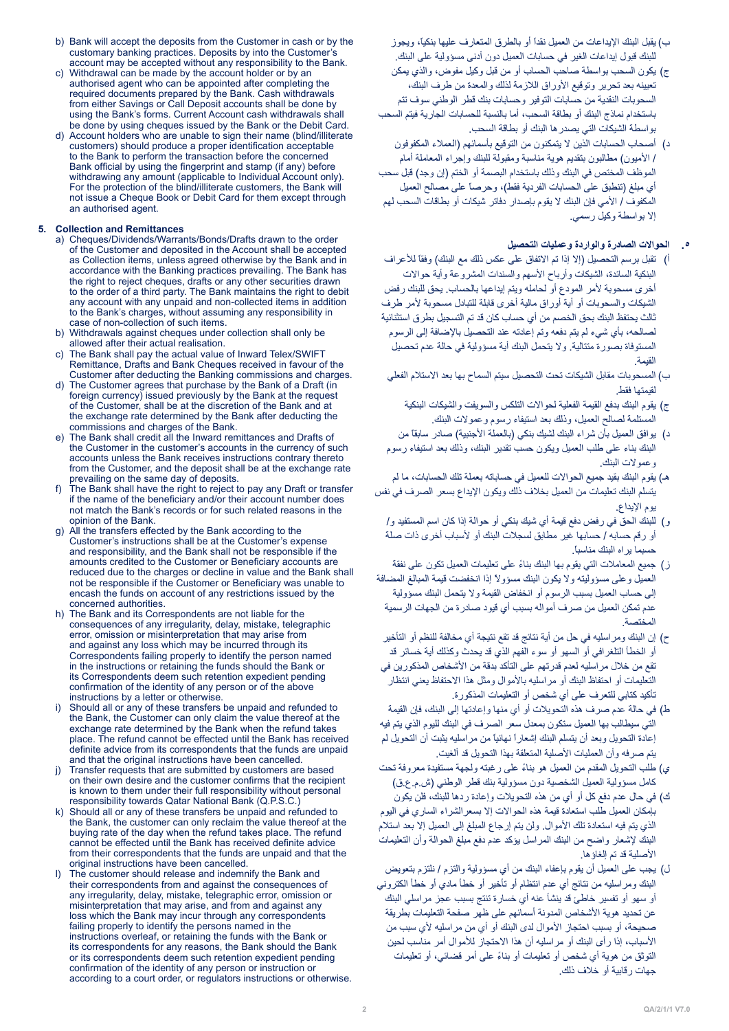b) Bank will accept the deposits from the Customer in cash or by the customary banking practices. Deposits by into the Customer's account may be accepted without any responsibility to the Bank.

c) Withdrawal can be made by the account holder or by an authorised agent who can be appointed after completing the required documents prepared by the Bank. Cash withdrawals from either Savings or Call Deposit accounts shall be done by using the Bank's forms. Current Account cash withdrawals shall be done by using cheques issued by the Bank or the Debit Card.

d) Account holders who are unable to sign their name (blind/illiterate customers) should produce a proper identification acceptable to the Bank to perform the transaction before the concerned Bank official by using the fingerprint and stamp (if any) before withdrawing any amount (applicable to Individual Account only). For the protection of the blind/illiterate customers, the Bank will not issue a Cheque Book or Debit Card for them except through an authorised agent.

**5. Collection and Remittances**

a) Cheques/Dividends/Warrants/Bonds/Drafts drawn to the order of the Customer and deposited in the Account shall be accepted as Collection items, unless agreed otherwise by the Bank and in accordance with the Banking practices prevailing. The Bank has the right to reject cheques, drafts or any other securities drawn to the order of a third party. The Bank maintains the right to debit any account with any unpaid and non-collected items in addition to the Bank's charges, without assuming any responsibility in case of non-collection of such items.

b) Withdrawals against cheques under collection shall only be allowed after their actual realisation.

c) The Bank shall pay the actual value of Inward Telex/SWIFT Remittance, Drafts and Bank Cheques received in favour of the Customer after deducting the Banking commissions and charges.

d) The Customer agrees that purchase by the Bank of a Draft (in foreign currency) issued previously by the Bank at the request of the Customer, shall be at the discretion of the Bank and at the exchange rate determined by the Bank after deducting the commissions and charges of the Bank.

e) The Bank shall credit all the Inward remittances and Drafts of the Customer in the customer's accounts in the currency of such accounts unless the Bank receives instructions contrary thereto from the Customer, and the deposit shall be at the exchange rate prevailing on the same day of deposits.

f) The Bank shall have the right to reject to pay any Draft or transfer if the name of the beneficiary and/or their account number does not match the Bank's records or for such related reasons in the opinion of the Bank.

g) All the transfers effected by the Bank according to the Customer's instructions shall be at the Customer's expense and responsibility, and the Bank shall not be responsible if the amounts credited to the Customer or Beneficiary accounts are reduced due to the charges or decline in value and the Bank shall not be responsible if the Customer or Beneficiary was unable to encash the funds on account of any restrictions issued by the concerned authorities.

h) The Bank and its Correspondents are not liable for the consequences of any irregularity, delay, mistake, telegraphic error, omission or misinterpretation that may arise from and against any loss which may be incurred through its Correspondents failing properly to identify the person named in the instructions or retaining the funds should the Bank or its Correspondents deem such retention expedient pending confirmation of the identity of any person or of the above instructions by a letter or otherwise.

i) Should all or any of these transfers be unpaid and refunded to the Bank, the Customer can only claim the value thereof at the exchange rate determined by the Bank when the refund takes place. The refund cannot be effected until the Bank has received definite advice from its correspondents that the funds are unpaid and that the original instructions have been cancelled.

j) Transfer requests that are submitted by customers are based on their own desire and the customer confirms that the recipient is known to them under their full responsibility without personal responsibility towards Qatar National Bank (Q.P.S.C.)

k) Should all or any of these transfers be unpaid and refunded to the Bank, the customer can only reclaim the value thereof at the buying rate of the day when the refund takes place. The refund cannot be effected until the Bank has received definite advice from their correspondents that the funds are unpaid and that the original instructions have been cancelled.

l) The customer should release and indemnify the Bank and their correspondents from and against the consequences of any irregularity, delay, mistake, telegraphic error, omission or misinterpretation that may arise, and from and against any loss which the Bank may incur through any correspondents failing properly to identify the persons named in the instructions overleaf, or retaining the funds with the Bank or its correspondents for any reasons, the Bank should the Bank or its correspondents deem such retention expedient pending confirmation of the identity of any person or instruction or according to a court order, or regulators instructions or otherwise.

ب) يقبل البنك الإيداعات من العميل نقداً أو بالطرق المتعارف عليها بنكياً، ويجوز للبنك قبول إيداعات الغير في حسابات العميل دون أدنى مسؤولية على البنك.

ج) يكون السحب بواسطة صاحب الحساب أو من قبل وكيل مفوض، والذي يمكن تعيينه بعد تحرير وتوقيع الأوراق اللازمة لذلك والمعدة من طرف البنك، السحوبات النقدية من حسابات التوفير وحسابات بنك قطر الوطني سوف تتم باستخدام نماذج البنك أو بطاقة السحب، أما بالنسبة للحسابات الجارية فيتم السحب بواسطة الشيكات التي يصدرها البنك أو بطاقة السحب.

د) أصحاب الحسابات الذين لا يتمكنون من التوقيع بأسمائهم (العملاء المكفوفون / الأميون) مطالبون بتقديم هوية مناسبة ومقبولة للبنك وإجراء المعاملة أمام الموظف المختص في البنك وذلك باستخدام البصمة أو الختم (إن وجد) قبل سحب أي مبلغ (تنطبق على الحسابات الفردية فقط)، وحرصاً على مصالح العميل المكفوف / الأمي فإن البنك لا يقوم بإصدار دفاتر شيكات أو بطاقات السحب لهم إلا بواسطة وكيل رسمي.

**٥. الحوالات الصادرة والواردة وعمليات التحصيل**

أ) تقبل برسم التحصيل (إلا إذا تم الاتفاق على عكس ذلك مع البنك) وفقاً للأعراف البنكية السائدة، الشيكات وأرباح الأسهم والسندات المشروعة وأية حوالات أخرى مسحوبة لأمر المودع أو لحامله ويتم إيداعها بالحساب. يحق للبنك رفض الشيكات والسحوبات أو أية أوراق مالية أخرى قابلة للتبادل مسحوبة لأمر طرف ثالث يحتفظ البنك بحق الخصم من أي حساب كان قد تم التسجيل بطرق استثنائية لصالحه، بأي شيء لم يتم دفعه وتم إعادته عند التحصيل بالإضافة إلى الرسوم المستوفاة بصورة متتالية. ولا يتحمل البنك أية مسؤولية في حالة عدم تحصيل القيمة.

ب) المسحوبات مقابل الشيكات تحت التحصيل سيتم السماح بها بعد الاستلام الفعلي لقيمتها فقط.

ج) يقوم البنك بدفع القيمة الفعلية لحوالات التلكس والسويفت والشيكات البنكية المستلمة لصالح العميل، وذلك بعد استيفاء رسوم وعمولات البنك.

د) يوافق العميل بأن شراء البنك لشيك بنكي (بالعملة الأجنبية) صادر سابقاً من البنك بناء على طلب العميل ويكون حسب تقدير البنك، وذلك بعد استيفاء رسوم وعمولات البنك.

هـ) يقوم البنك بقيد جميع الحوالات للعميل في حساباته بعملة تلك الحسابات، ما لم يتسلم البنك تعليمات من العميل بخلاف ذلك ويكون الإيداع بسعر الصرف في نفس يوم الإيداع.

و) للبنك الحق في رفض دفع قيمة أي شيك بنكي أو حوالة إذا كان اسم المستفيد و/ أو رقم حسابه / حسابها غير مطابق لسجلات البنك أو لأسباب أخرى ذات صلة حسبما يراه البنك مناسباً.

ز) جميع المعاملات التي يقوم بها البنك بناءً على تعليمات العميل تكون على نفقة العميل وعلى مسؤوليته ولا يكون البنك مسؤولاً إذا انخفضت قيمة المبالغ المضافة إلى حساب العميل بسبب الرسوم أو انخفاض القيمة ولا يتحمل البنك مسؤولية عدم تمكن العميل من صرف أمواله بسبب أي قيود صادرة من الجهات الرسمية المختصة.

ح) إن البنك ومراسليه في حل من أية نتائج قد تقع نتيجة أي مخالفة للنظم أو التأخير أو الخطأ التلغرافي أو السهو أو سوء الفهم الذي قد يحدث وكذلك أية خسائر قد تقع من خلال مراسليه لعدم قدرتهم على التأكد بدقة من الأشخاص المذكورين في التعليمات أو احتفاظ البنك أو مراسليه بالأموال ومثل هذا الاحتفاظ يعني انتظار تأكيد كتابي للتعرف على أي شخص أو التعليمات المذكورة.

ط) في حالة عدم صرف هذه التحويلات أو أي منها وإعادتها إلى البنك، فإن القيمة التي سيطالب بها العميل ستكون بمعدل سعر الصرف في البنك لليوم الذي يتم فيه إعادة التحويل وبعد أن يتسلم البنك إشعاراً نهائياً من مراسليه يثبت أن التحويل لم يتم صرفه وأن العمليات الأصلية المتعلقة بهذا التحويل قد ألغيت.

ي) طلب التحويل المقدم من العميل هو بناءً على رغبته ولجهة مستفيدة معروفة تحت كامل مسؤولية العميل الشخصية دون مسؤولية بنك قطر الوطني (ش.م.ع.ق)

ك) في حال عدم دفع كل أو أي من هذه التحويلات وإعادة ردها للبنك، فلن يكون بإمكان العميل طلب استعادة قيمة هذه الحوالات إلا بسعر الشراء الساري في اليوم الذي يتم فيه استعادة تلك الأموال. ولن يتم إرجاع المبلغ إلى العميل إلا بعد استلام البنك لإشعار واضح من البنك المراسل يؤكد عدم دفع مبلغ الحوالة وأن التعليمات الأصلية قد تم إلغاؤها.

ل) يجب على العميل أن يقوم بإعفاء البنك من أي مسؤولية والتزام / نلتزم بتعويض البنك ومراسليه من نتائج أي عدم انتظام أو تأخير أو خطأ مادي أو خطأ الكتروني أو سهو أو تفسير خاطئ قد ينشأ عنه أي خسارة تنتج بسبب عجز مراسلي البنك عن تحديد هوية الأشخاص المدونة أسمائهم على ظهر صفحة التعليمات بطريقة صحيحة، أو بسبب احتجاز الأموال لدى البنك أو أي من مراسليه لأي سبب من الأسباب، إذا رأى البنك أو مراسليه أن هذا الاحتجاز للأموال أمر مناسب لحين التوثق من هوية أي شخص أو تعليمات أو بناءً على أمر قضائي، أو تعليمات جهات رقابية أو خلاف ذلك.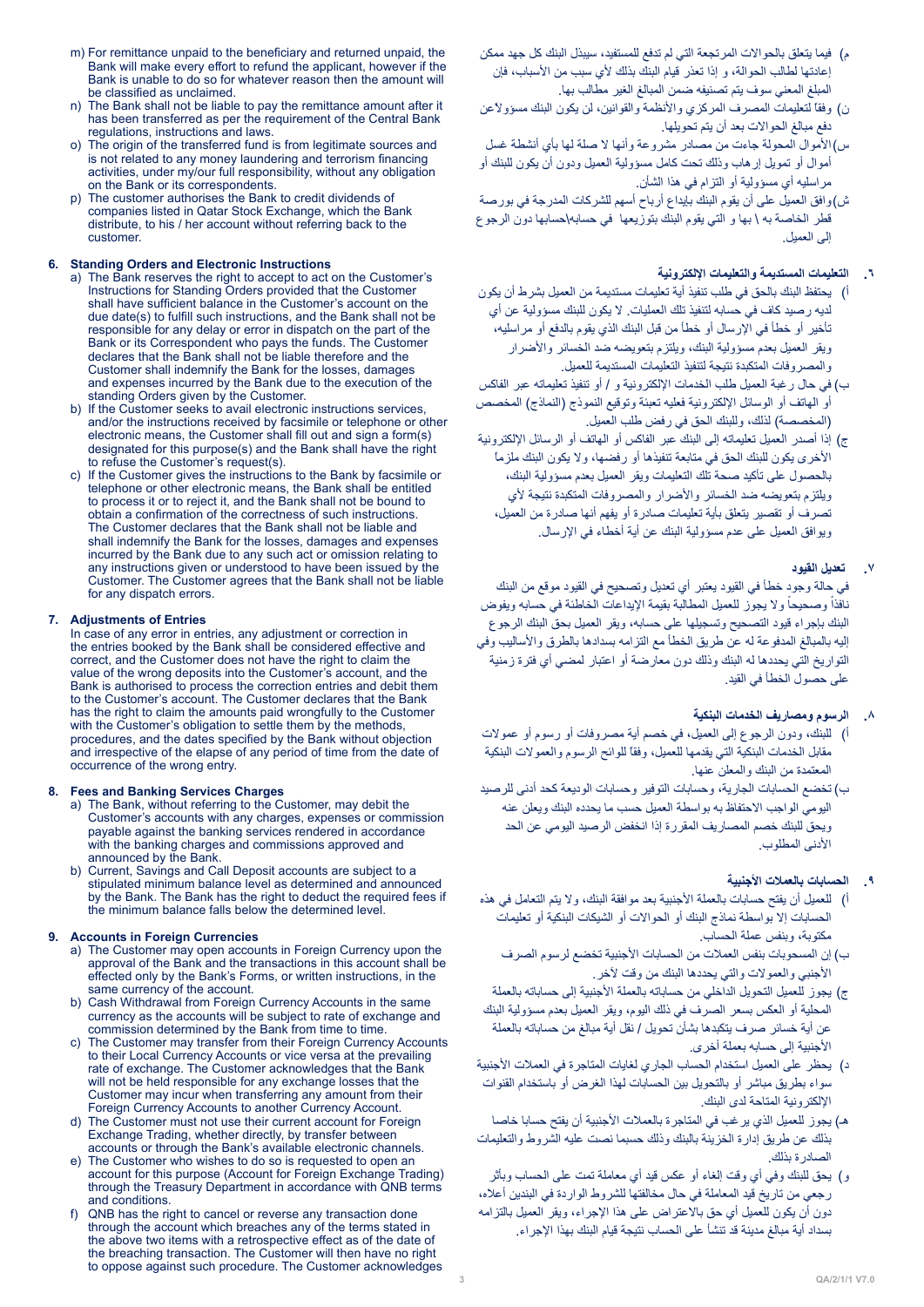m) For remittance unpaid to the beneficiary and returned unpaid, the Bank will make every effort to refund the applicant, however if the Bank is unable to do so for whatever reason then the amount will be classified as unclaimed.

n) The Bank shall not be liable to pay the remittance amount after it has been transferred as per the requirement of the Central Bank regulations, instructions and laws.

o) The origin of the transferred fund is from legitimate sources and is not related to any money laundering and terrorism financing activities, under my/our full responsibility, without any obligation on the Bank or its correspondents.

p) The customer authorises the Bank to credit dividends of companies listed in Qatar Stock Exchange, which the Bank distribute, to his / her account without referring back to the customer.

### 6. Standing Orders and Electronic Instructions

a) The Bank reserves the right to accept to act on the Customer's Instructions for Standing Orders provided that the Customer shall have sufficient balance in the Customer's account on the due date(s) to fulfill such instructions, and the Bank shall not be responsible for any delay or error in dispatch on the part of the Bank or its Correspondent who pays the funds. The Customer declares that the Bank shall not be liable therefore and the Customer shall indemnify the Bank for the losses, damages and expenses incurred by the Bank due to the execution of the standing Orders given by the Customer.

b) If the Customer seeks to avail electronic instructions services, and/or the instructions received by facsimile or telephone or other electronic means, the Customer shall fill out and sign a form(s) designated for this purpose(s) and the Bank shall have the right to refuse the Customer's request(s).

c) If the Customer gives the instructions to the Bank by facsimile or telephone or other electronic means, the Bank shall be entitled to process it or to reject it, and the Bank shall not be bound to obtain a confirmation of the correctness of such instructions. The Customer declares that the Bank shall not be liable and shall indemnify the Bank for the losses, damages and expenses incurred by the Bank due to any such act or omission relating to any instructions given or understood to have been issued by the Customer. The Customer agrees that the Bank shall not be liable for any dispatch errors.

### 7. Adjustments of Entries

In case of any error in entries, any adjustment or correction in the entries booked by the Bank shall be considered effective and correct, and the Customer does not have the right to claim the value of the wrong deposits into the Customer's account, and the Bank is authorised to process the correction entries and debit them to the Customer's account. The Customer declares that the Bank has the right to claim the amounts paid wrongfully to the Customer with the Customer's obligation to settle them by the methods, procedures, and the dates specified by the Bank without objection and irrespective of the elapse of any period of time from the date of occurrence of the wrong entry.

### 8. Fees and Banking Services Charges

a) The Bank, without referring to the Customer, may debit the Customer's accounts with any charges, expenses or commission payable against the banking services rendered in accordance with the banking charges and commissions approved and announced by the Bank.

b) Current, Savings and Call Deposit accounts are subject to a stipulated minimum balance level as determined and announced by the Bank. The Bank has the right to deduct the required fees if the minimum balance falls below the determined level.

### 9. Accounts in Foreign Currencies

a) The Customer may open accounts in Foreign Currency upon the approval of the Bank and the transactions in this account shall be effected only by the Bank's Forms, or written instructions, in the same currency of the account.

b) Cash Withdrawal from Foreign Currency Accounts in the same currency as the accounts will be subject to rate of exchange and commission determined by the Bank from time to time.

c) The Customer may transfer from their Foreign Currency Accounts to their Local Currency Accounts or vice versa at the prevailing rate of exchange. The Customer acknowledges that the Bank will not be held responsible for any exchange losses that the Customer may incur when transferring any amount from their Foreign Currency Accounts to another Currency Account.

d) The Customer must not use their current account for Foreign Exchange Trading, whether directly, by transfer between accounts or through the Bank's available electronic channels.

e) The Customer who wishes to do so is requested to open an account for this purpose (Account for Foreign Exchange Trading) through the Treasury Department in accordance with QNB terms and conditions.

f) QNB has the right to cancel or reverse any transaction done through the account which breaches any of the terms stated in the above two items with a retrospective effect as of the date of the breaching transaction. The Customer will then have no right to oppose against such procedure. The Customer acknowledges

م) فيما يتعلق بالحوالات المرتجعة التي لم تدفع للمستفيد، سيبذل البنك كل جهد ممكن إعادتها لطالب الحوالة، و إذا تعذر قيام البنك بذلك لأي سبب من الأسباب، فإن المبلغ المعني سوف يتم تصنيفه ضمن المبالغ الغير مطالب بها.

ن) وفقاً لتعليمات المصرف المركزي والأنظمة والقوانين، لن يكون البنك مسؤولاعن دفع مبالغ الحوالات بعد أن يتم تحويلها.

س) الأموال المحولة جاءت من مصادر مشروعة وأنها لا صلة لها بأي أنشطة غسل أموال أو تمويل إرهاب وذلك تحت كامل مسؤولية العميل ودون أن يكون للبنك أو مراسليه أي مسؤولية أو التزام في هذا الشأن.

ش) وافق العميل على أن يقوم البنك بإيداع أرباح أسهم للشركات المدرجة في بورصة قطر الخاصة به \ بها و التي يقوم البنك بتوزيعها في حسابه\حسابها دون الرجوع إلى العميل.

### ٦. التعليمات المستديمة والتعليمات الإلكترونية

أ) يحتفظ البنك بالحق في طلب تنفيذ أية تعليمات مستديمة من العميل بشرط أن يكون لديه رصيد كاف في حسابه لتنفيذ تلك العمليات. لا يكون للبنك مسؤولية عن أي تأخير أو خطأ في الإرسال أو خطأ من قبل البنك الذي يقوم بالدفع أو مراسليه، ويقر العميل بعدم مسؤولية البنك، ويلتزم بتعويضه ضد الخسائر والأضرار والمصروفات المتكبدة نتيجة لتنفيذ التعليمات المستديمة للعميل.

ب) في حال رغبة العميل طلب الخدمات الإلكترونية و / أو تنفيذ تعليماته عبر الفاكس أو الهاتف أو الوسائل الإلكترونية فعليه تعبئة وتوقيع النموذج (النماذج) المخصص (المخصصة) لذلك، وللبنك الحق في رفض طلب العميل.

ج) إذا أصدر العميل تعليماته إلى البنك عبر الفاكس أو الهاتف أو الرسائل الإلكترونية الأخرى يكون للبنك الحق في متابعة تنفيذها أو رفضها، ولا يكون البنك ملزماً بالحصول على تأكيد صحة تلك التعليمات ويقر العميل بعدم مسؤولية البنك، ويلتزم بتعويضه ضد الخسائر والأضرار والمصروفات المتكبدة نتيجة لأي تصرف أو تقصير يتعلق بأية تعليمات صادرة أو يفهم أنها صادرة من العميل، ويوافق العميل على عدم مسؤولية البنك عن أية أخطاء في الإرسال.

### ٧. تعديل القيود

في حالة وجود خطأ في القيود يعتبر أي تعديل وتصحيح في القيود موقع من البنك نافذاً وصحيحاً ولا يجوز للعميل المطالبة بقيمة الإيداعات الخاطئة في حسابه ويفوض البنك بإجراء قيود التصحيح وتسجيلها على حسابه، ويقر العميل بحق البنك الرجوع إليه بالمبالغ المدفوعة له عن طريق الخطأ مع التزامه بسدادها بالطرق والأساليب وفي التواريخ التي يحددها له البنك وذلك دون معارضة أو اعتبار لمضي أي فترة زمنية على حصول الخطأ في القيد.

### ٨. الرسوم ومصاريف الخدمات البنكية

أ) للبنك، ودون الرجوع إلى العميل، في خصم أية مصروفات أو رسوم أو عمولات مقابل الخدمات البنكية التي يقدمها للعميل، وفقاً للوائح الرسوم والعمولات البنكية المعتمدة من البنك والمعلن عنها.

ب) تخضع الحسابات الجارية، وحسابات التوفير وحسابات الوديعة كحد أدنى للرصيد اليومي الواجب الاحتفاظ به بواسطة العميل حسب ما يحدده البنك ويعلن عنه ويحق للبنك خصم المصاريف المقررة إذا انخفض الرصيد اليومي عن الحد الأدنى المطلوب.

### ٩. الحسابات بالعملات الأجنبية

أ) للعميل أن يفتح حسابات بالعملة الأجنبية بعد موافقة البنك، ولا يتم التعامل في هذه الحسابات إلا بواسطة نماذج البنك أو الحوالات أو الشيكات البنكية أو تعليمات مكتوبة، وبنفس عملة الحساب.

ب) إن المسحوبات بنفس العملات من الحسابات الأجنبية تخضع لرسوم الصرف الأجنبي والعمولات والتي يحددها البنك من وقت لآخر.

ج) يجوز للعميل التحويل الداخلي من حساباته بالعملة الأجنبية إلى حساباته بالعملة المحلية أو العكس بسعر الصرف في ذلك اليوم، ويقر العميل بعدم مسؤولية البنك عن أية خسائر صرف يتكبدها بشأن تحويل / نقل أية مبالغ من حساباته بالعملة الأجنبية إلى حسابه بعملة أخرى.

د) يحظر على العميل استخدام الحساب الجاري لغايات المتاجرة في العملات الأجنبية سواء بطريق مباشر أو بالتحويل بين الحسابات لهذا الغرض أو باستخدام القنوات الإلكترونية المتاحة لدى البنك.

هـ) يجوز للعميل الذي يرغب في المتاجرة بالعملات الأجنبية أن يفتح حسابا خاصا بذلك عن طريق إدارة الخزينة بالبنك وذلك حسبما نصت عليه الشروط والتعليمات الصادرة بذلك.

و) يحق للبنك وفي أي وقت إلغاء أو عكس قيد أي معاملة تمت على الحساب وبأثر رجعي من تاريخ قيد المعاملة في حال مخالفتها للشروط الواردة في البندين أعلاه، دون أن يكون للعميل أي حق بالاعتراض على هذا الإجراء، ويقر العميل بالتزامه بسداد أية مبالغ مدينة قد تنشأ على الحساب نتيجة قيام البنك بهذا الإجراء.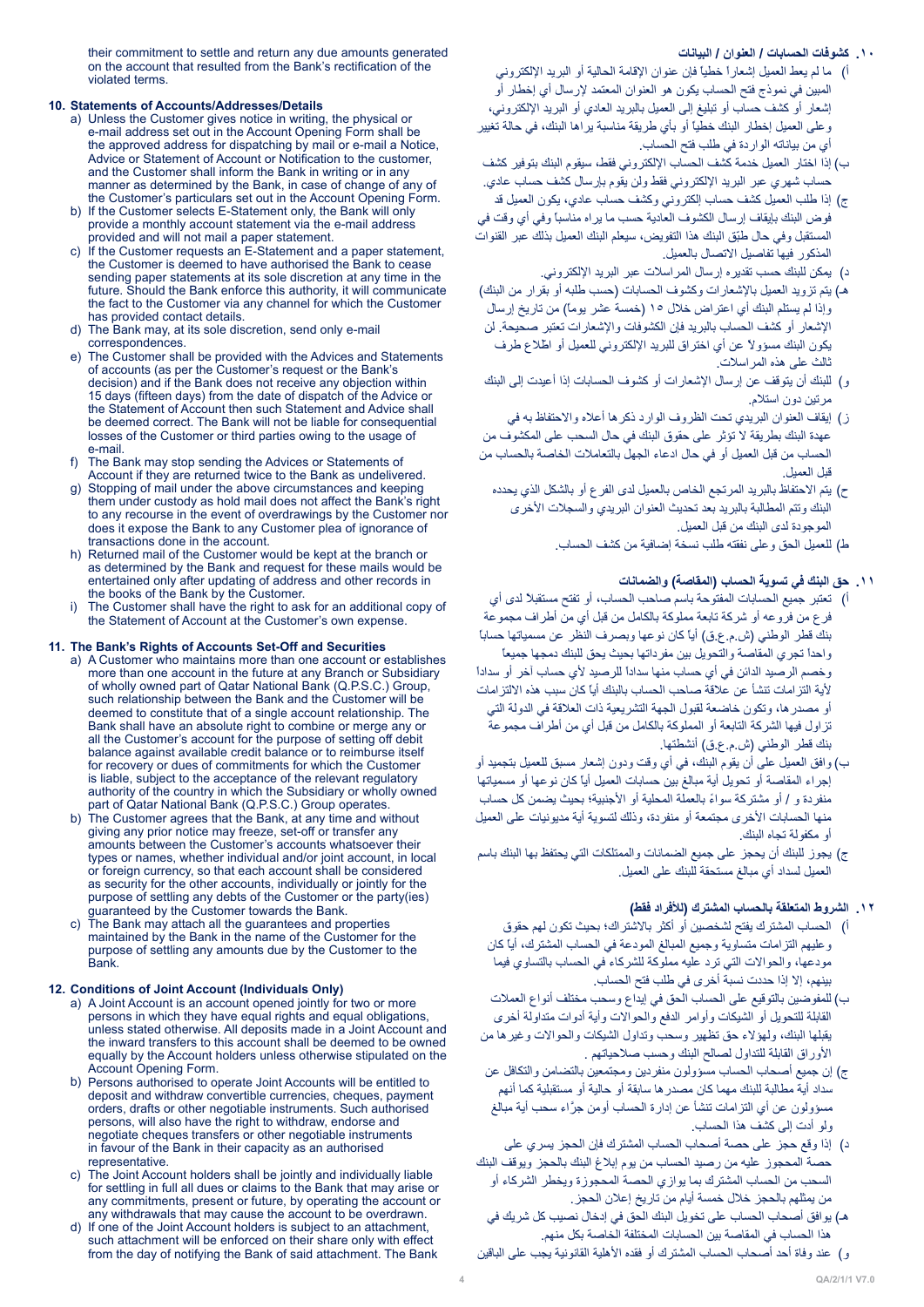their commitment to settle and return any due amounts generated on the account that resulted from the Bank's rectification of the violated terms.

## 10. Statements of Accounts/Addresses/Details

a) Unless the Customer gives notice in writing, the physical or e-mail address set out in the Account Opening Form shall be the approved address for dispatching by mail or e-mail a Notice, Advice or Statement of Account or Notification to the customer, and the Customer shall inform the Bank in writing or in any manner as determined by the Bank, in case of change of any of the Customer's particulars set out in the Account Opening Form.
b) If the Customer selects E-Statement only, the Bank will only provide a monthly account statement via the e-mail address provided and will not mail a paper statement.
c) If the Customer requests an E-Statement and a paper statement, the Customer is deemed to have authorised the Bank to cease sending paper statements at its sole discretion at any time in the future. Should the Bank enforce this authority, it will communicate the fact to the Customer via any channel for which the Customer has provided contact details.
d) The Bank may, at its sole discretion, send only e-mail correspondences.
e) The Customer shall be provided with the Advices and Statements of accounts (as per the Customer's request or the Bank's decision) and if the Bank does not receive any objection within 15 days (fifteen days) from the date of dispatch of the Advice or the Statement of Account then such Statement and Advice shall be deemed correct. The Bank will not be liable for consequential losses of the Customer or third parties owing to the usage of e-mail.
f) The Bank may stop sending the Advices or Statements of Account if they are returned twice to the Bank as undelivered.
g) Stopping of mail under the above circumstances and keeping them under custody as hold mail does not affect the Bank's right to any recourse in the event of overdrawings by the Customer nor does it expose the Bank to any Customer plea of ignorance of transactions done in the account.
h) Returned mail of the Customer would be kept at the branch or as determined by the Bank and request for these mails would be entertained only after updating of address and other records in the books of the Bank by the Customer.
i) The Customer shall have the right to ask for an additional copy of the Statement of Account at the Customer's own expense.

## 11. The Bank's Rights of Accounts Set-Off and Securities

a) A Customer who maintains more than one account or establishes more than one account in the future at any Branch or Subsidiary of wholly owned part of Qatar National Bank (Q.P.S.C.) Group, such relationship between the Bank and the Customer will be deemed to constitute that of a single account relationship. The Bank shall have an absolute right to combine or merge any or all the Customer's account for the purpose of setting off debit balance against available credit balance or to reimburse itself for recovery or dues of commitments for which the Customer is liable, subject to the acceptance of the relevant regulatory authority of the country in which the Subsidiary or wholly owned part of Qatar National Bank (Q.P.S.C.) Group operates.
b) The Customer agrees that the Bank, at any time and without giving any prior notice may freeze, set-off or transfer any amounts between the Customer's accounts whatsoever their types or names, whether individual and/or joint account, in local or foreign currency, so that each account shall be considered as security for the other accounts, individually or jointly for the purpose of settling any debts of the Customer or the party(ies) guaranteed by the Customer towards the Bank.
c) The Bank may attach all the guarantees and properties maintained by the Bank in the name of the Customer for the purpose of settling any amounts due by the Customer to the Bank.

## 12. Conditions of Joint Account (Individuals Only)

a) A Joint Account is an account opened jointly for two or more persons in which they have equal rights and equal obligations, unless stated otherwise. All deposits made in a Joint Account and the inward transfers to this account shall be deemed to be owned equally by the Account holders unless otherwise stipulated on the Account Opening Form.
b) Persons authorised to operate Joint Accounts will be entitled to deposit and withdraw convertible currencies, cheques, payment orders, drafts or other negotiable instruments. Such authorised persons, will also have the right to withdraw, endorse and negotiate cheques transfers or other negotiable instruments in favour of the Bank in their capacity as an authorised representative.
c) The Joint Account holders shall be jointly and individually liable for settling in full all dues or claims to the Bank that may arise or any commitments, present or future, by operating the account or any withdrawals that may cause the account to be overdrawn.
d) If one of the Joint Account holders is subject to an attachment, such attachment will be enforced on their share only with effect from the day of notifying the Bank of said attachment. The Bank

## ١٠. كشوفات الحسابات / العنوان / البيانات

أ) ما لم يعط العميل إشعاراً خطياً فإن عنوان الإقامة الحالية أو البريد الإلكتروني المبين في نموذج فتح الحساب يكون هو العنوان المعتمد لإرسال أي إخطار أو إشعار أو كشف حساب أو تبليغ إلى العميل بالبريد العادي أو البريد الإلكتروني، وعلى العميل إخطار البنك خطياً أو بأي طريقة مناسبة يراها البنك، في حالة تغيير أي من بياناته الواردة في طلب فتح الحساب.
ب) إذا اختار العميل خدمة كشف الحساب الإلكتروني فقط، سيقوم البنك بتوفير كشف حساب شهري عبر البريد الإلكتروني فقط ولن يقوم بإرسال كشف حساب عادي.
ج) إذا طلب العميل كشف حساب إلكتروني وكشف حساب عادي، يكون العميل قد فوض البنك بإيقاف إرسال الكشوف العادية حسب ما يراه مناسباً وفي أي وقت في المستقبل وفي حال طبّق البنك هذا التفويض، سيعلم البنك العميل بذلك عبر القنوات المذكور فيها تفاصيل الاتصال بالعميل.
د) يمكن للبنك حسب تقديره إرسال المراسلات عبر البريد الإلكتروني.
هـ) يتم تزويد العميل بالإشعارات وكشوف الحسابات (حسب طلبه أو بقرار من البنك) وإذا لم يستلم البنك أي اعتراض خلال ١٥ (خمسة عشر يوماً) من تاريخ إرسال الإشعار أو كشف الحساب بالبريد فإن الكشوفات والإشعارات تعتبر صحيحة. لن يكون البنك مسؤولاً عن أي اختراق للبريد الإلكتروني للعميل أو اطلاع طرف ثالث على هذه المراسلات.
و) للبنك أن يتوقف عن إرسال الإشعارات أو كشوف الحسابات إذا أعيدت إلى البنك مرتين دون استلام.
ز) إيقاف العنوان البريدي تحت الظروف الوارد ذكرها أعلاه والاحتفاظ به في عهدة البنك بطريقة لا تؤثر على حقوق البنك في حال السحب على المكشوف من الحساب من قبل العميل أو في حال ادعاء الجهل بالتعاملات الخاصة بالحساب من قبل العميل.
ح) يتم الاحتفاظ بالبريد المرتجع الخاص بالعميل لدى الفرع أو بالشكل الذي يحدده البنك وتتم المطالبة بالبريد بعد تحديث العنوان البريدي والسجلات الأخرى الموجودة لدى البنك من قبل العميل.
ط) للعميل الحق وعلى نفقته طلب نسخة إضافية من كشف الحساب.

## ١١. حق البنك في تسوية الحساب (المقاصة) والضمانات

أ) تعتبر جميع الحسابات المفتوحة باسم صاحب الحساب، أو تفتح مستقبلاً لدى أي فرع من فروعه أو شركة تابعة مملوكة بالكامل من قبل أي من أطراف مجموعة بنك قطر الوطني (ش.م.ع.ق) أياً كان نوعها وبصرف النظر عن مسمياتها حساباً واحداً تجري المقاصة والتحويل بين مفرداتها بحيث يحق للبنك دمجها جميعاً وخصم الرصيد الدائن في أي حساب منها سداداً للرصيد لأي حساب آخر أو سداداً لأية التزامات تنشأ عن علاقة صاحب الحساب بالبنك أياً كان سبب هذه الالتزامات أو مصدرها، وتكون خاضعة لقبول الجهة التشريعية ذات العلاقة في الدولة التي تزاول فيها الشركة التابعة أو المملوكة بالكامل من قبل أي من أطراف مجموعة بنك قطر الوطني (ش.م.ع.ق) أنشطتها.
ب) وافق العميل على أن يقوم البنك، في أي وقت ودون إشعار مسبق للعميل بتجميد أو إجراء المقاصة أو تحويل أية مبالغ بين حسابات العميل أياً كان نوعها أو مسمياتها منفردة و / أو مشتركة سواءً بالعملة المحلية أو الأجنبية؛ بحيث يضمن كل حساب منها الحسابات الأخرى مجتمعة أو منفردة، وذلك لتسوية أية مديونيات على العميل أو مكفولة تجاه البنك.
ج) يجوز للبنك أن يحجز على جميع الضمانات والممتلكات التي يحتفظ بها البنك باسم العميل لسداد أي مبالغ مستحقة للبنك على العميل.

## ١٢. الشروط المتعلقة بالحساب المشترك (للأفراد فقط)

أ) الحساب المشترك يفتح لشخصين أو أكثر بالاشتراك؛ بحيث تكون لهم حقوق وعليهم التزامات متساوية وجميع المبالغ المودعة في الحساب المشترك، أياً كان مودعها، والحوالات التي ترد عليه مملوكة للشركاء في الحساب بالتساوي فيما بينهم، إلا إذا حددت نسبة أخرى في طلب فتح الحساب.
ب) للمفوضين بالتوقيع على الحساب الحق في إيداع وسحب مختلف أنواع العملات القابلة للتحويل أو الشيكات وأوامر الدفع والحوالات وأية أدوات متداولة أخرى يقبلها البنك، ولهؤلاء حق تظهير وسحب وتداول الشيكات والحوالات وغيرها من الأوراق القابلة للتداول لصالح البنك وحسب صلاحياتهم .
ج) إن جميع أصحاب الحساب مسؤولون منفردين ومجتمعين بالتضامن والتكافل عن سداد أية مطالبة للبنك مهما كان مصدرها سابقة أو حالية أو مستقبلية كما أنهم مسؤولون عن أي التزامات تنشأ عن إدارة الحساب أومن جرّاء سحب أية مبالغ ولو أدت إلى كشف هذا الحساب.
د) إذا وقع حجز على حصة أحد أصحاب الحساب المشترك فإن الحجز يسري على حصة المحجوز عليه من رصيد الحساب من يوم إبلاغ البنك بالحجز ويوقف البنك السحب من الحساب المشترك بما يوازي الحصة المحجوزة ويخطر الشركاء أو من يمثلهم بالحجز خلال خمسة أيام من تاريخ إعلان الحجز.
هـ) يوافق أصحاب الحساب على تخويل البنك الحق في إدخال نصيب كل شريك في هذا الحساب في المقاصة بين الحسابات المختلفة الخاصة بكل منهم.
و) عند وفاة أحد أصحاب الحساب المشترك أو فقده الأهلية القانونية يجب على الباقين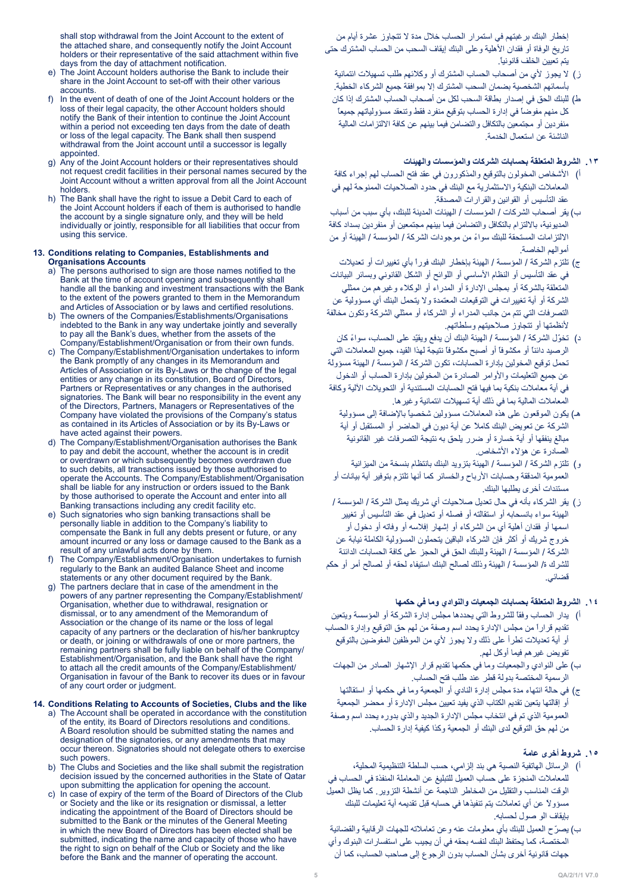shall stop withdrawal from the Joint Account to the extent of the attached share, and consequently notify the Joint Account holders or their representative of the said attachment within five days from the day of attachment notification.

e) The Joint Account holders authorise the Bank to include their share in the Joint Account to set-off with their other various accounts.

f) In the event of death of one of the Joint Account holders or the loss of their legal capacity, the other Account holders should notify the Bank of their intention to continue the Joint Account within a period not exceeding ten days from the date of death or loss of the legal capacity. The Bank shall then suspend withdrawal from the Joint account until a successor is legally appointed.

g) Any of the Joint Account holders or their representatives should not request credit facilities in their personal names secured by the Joint Account without a written approval from all the Joint Account holders.

h) The Bank shall have the right to issue a Debit Card to each of the Joint Account holders if each of them is authorised to handle the account by a single signature only, and they will be held individually or jointly, responsible for all liabilities that occur from using this service.

## 13. Conditions relating to Companies, Establishments and Organisations Accounts

a) The persons authorised to sign are those names notified to the Bank at the time of account opening and subsequently shall handle all the banking and investment transactions with the Bank to the extent of the powers granted to them in the Memorandum and Articles of Association or by laws and certified resolutions.

b) The owners of the Companies/Establishments/Organisations indebted to the Bank in any way undertake jointly and severally to pay all the Bank's dues, whether from the assets of the Company/Establishment/Organisation or from their own funds.

c) The Company/Establishment/Organisation undertakes to inform the Bank promptly of any changes in its Memorandum and Articles of Association or its By-Laws or the change of the legal entities or any change in its constitution, Board of Directors, Partners or Representatives or any changes in the authorised signatories. The Bank will bear no responsibility in the event any of the Directors, Partners, Managers or Representatives of the Company have violated the provisions of the Company's status as contained in its Articles of Association or by its By-Laws or have acted against their powers.

d) The Company/Establishment/Organisation authorises the Bank to pay and debit the account, whether the account is in credit or overdrawn or which subsequently becomes overdrawn due to such debits, all transactions issued by those authorised to operate the Accounts. The Company/Establishment/Organisation shall be liable for any instruction or orders issued to the Bank by those authorised to operate the Account and enter into all Banking transactions including any credit facility etc.

e) Such signatories who sign banking transactions shall be personally liable in addition to the Company's liability to compensate the Bank in full any debts present or future, or any amount incurred or any loss or damage caused to the Bank as a result of any unlawful acts done by them.

f) The Company/Establishment/Organisation undertakes to furnish regularly to the Bank an audited Balance Sheet and income statements or any other document required by the Bank.

g) The partners declare that in case of the amendment in the powers of any partner representing the Company/Establishment/ Organisation, whether due to withdrawal, resignation or dismissal, or to any amendment of the Memorandum of Association or the change of its name or the loss of legal capacity of any partners or the declaration of his/her bankruptcy or death, or joining or withdrawals of one or more partners, the remaining partners shall be fully liable on behalf of the Company/ Establishment/Organisation, and the Bank shall have the right to attach all the credit amounts of the Company/Establishment/ Organisation in favour of the Bank to recover its dues or in favour of any court order or judgment.

## 14. Conditions Relating to Accounts of Societies, Clubs and the like

a) The Account shall be operated in accordance with the constitution of the entity, its Board of Directors resolutions and conditions. A Board resolution should be submitted stating the names and designation of the signatories, or any amendments that may occur thereon. Signatories should not delegate others to exercise such powers.

b) The Clubs and Societies and the like shall submit the registration decision issued by the concerned authorities in the State of Qatar upon submitting the application for opening the account.

c) In case of expiry of the term of the Board of Directors of the Club or Society and the like or its resignation or dismissal, a letter indicating the appointment of the Board of Directors should be submitted to the Bank or the minutes of the General Meeting in which the new Board of Directors has been elected shall be submitted, indicating the name and capacity of those who have the right to sign on behalf of the Club or Society and the like before the Bank and the manner of operating the account.

إخطار البنك برغبتهم في استمرار الحساب خلال مدة لا تتجاوز عشرة أيام من تاريخ الوفاة أو فقدان الأهلية وعلى البنك إيقاف السحب من الحساب المشترك حتى يتم تعيين الخلف قانونياً.

ز) لا يجوز لأي من أصحاب الحساب المشترك أو وكلائهم طلب تسهيلات ائتمانية بأسمائهم الشخصية بضمان السحب المشترك إلا بموافقة جميع الشركاء الخطية.

ط) للبنك الحق في إصدار بطاقة السحب لكل من أصحاب الحساب المشترك إذا كان كل منهم مفوضاً في إدارة الحساب بتوقيع منفرد فقط وتنعقد مسؤولياتهم جميعاً منفردين أو مجتمعين بالتكافل والتضامن فيما بينهم عن كافة الالتزامات المالية الناشئة عن استعمال الخدمة.

## ١٣. الشروط المتعلقة بحسابات الشركات والمؤسسات والهيئات

أ) الأشخاص المخولون بالتوقيع والمذكورون في عقد فتح الحساب لهم إجراء كافة المعاملات البنكية والاستثمارية مع البنك في حدود الصلاحيات الممنوحة لهم في عقد التأسيس أو القوانين والقرارات المصدقة.

ب) يقر أصحاب الشركات / المؤسسات / الهيئات المدينة للبنك، بأي سبب من أسباب المديونية، بالالتزام بالتكافل والتضامن فيما بينهم مجتمعين أو منفردين بسداد كافة الالتزامات المستحقة للبنك سواءً من موجودات الشركة / المؤسسة / الهيئة أو من أموالهم الخاصة.

ج) تلتزم الشركة / المؤسسة / الهيئة بإخطار البنك فوراً بأي تغييرات أو تعديلات في عقد التأسيس أو النظام الأساسي أو اللوائح أو الشكل القانوني وبسائر البيانات المتعلقة بالشركة أو بمجلس الإدارة أو المدراء أو الوكلاء وغيرهم من ممثلي الشركة أو أية تغييرات في التوقيعات المعتمدة ولا يتحمل البنك أي مسؤولية عن التصرفات التي تتم من جانب المدراء أو الشركاء أو ممثلي الشركة وتكون مخالفة لأنظمتها أو تتجاوز صلاحيتهم وسلطاتهم.

د) تخوّل الشركة / المؤسسة / الهيئة البنك أن يدفع ويقيّد على الحساب، سواءً كان الرصيد دائناً أو مكشوفاً أو أصبح مكشوفاً نتيجة لهذا القيد، جميع المعاملات التي تحمل توقيع المخولين بإدارة الحسابات، تكون الشركة / المؤسسة / الهيئة مسؤولة عن جميع التعليمات والأوامر الصادرة من المخولين بإدارة الحساب أو الدخول في أية معاملات بنكية بما فيها فتح الحسابات المستندية أو التحويلات الآلية وكافة المعاملات المالية بما في ذلك أية تسهيلات ائتمانية وغيرها.

هـ) يكون الموقعون على هذه المعاملات مسؤولين شخصياً بالإضافة إلى مسؤولية الشركة عن تعويض البنك كاملاً عن أية ديون في الحاضر أو المستقبل أو أية مبالغ ينفقها أو أية خسارة أو ضرر يلحق به نتيجة التصرفات غير القانونية الصادرة عن هؤلاء الأشخاص.

و) تلتزم الشركة / المؤسسة / الهيئة بتزويد البنك بانتظام بنسخة من الميزانية العمومية المدققة وحسابات الأرباح والخسائر كما أنها تلتزم بتوفير أية بيانات أو مستندات أخرى يطلبها البنك.

ز) يقر الشركاء بأنه في حال تعديل صلاحيات أي شريك يمثل الشركة / المؤسسة / الهيئة سواء بانسحابه أو استقالته أو فصله أو تعديل في عقد التأسيس أو تغيير اسمها أو فقدان أهلية أي من الشركاء أو إشهار إفلاسه أو وفاته أو دخول أو خروج شريك أو أكثر فإن الشركاء الباقين يتحملون المسؤولية الكاملة نيابة عن الشركة / المؤسسة / الهيئة وللبنك الحق في الحجز على كافة الحسابات الدائنة للشركة / المؤسسة / الهيئة وذلك لصالح البنك استيفاء لحقه أو لصالح أمر أو حكم قضائي.

## ١٤. الشروط المتعلقة بحسابات الجمعيات والنوادي وما في حكمها

أ) يدار الحساب وفقاً للشروط التي يحددها مجلس إدارة الشركة أو المؤسسة ويتعين تقديم قراراً من مجلس الإدارة يحدد اسم وصفة من لهم حق التوقيع وإدارة الحساب أو أية تعديلات تطرأ على ذلك ولا يجوز لأي من الموظفين المفوضين بالتوقيع تفويض غيرهم فيما أوكل لهم.

ب) على النوادي والجمعيات وما في حكمها تقديم قرار الإشهار الصادر من الجهات الرسمية المختصة بدولة قطر عند طلب فتح الحساب.

ج) في حالة انتهاء مدة مجلس إدارة النادي أو الجمعية وما في حكمها أو استقالتها أو إقالتها يتعين تقديم الكتاب الذي يفيد تعيين مجلس الإدارة أو محضر الجمعية العمومية الذي تم في انتخاب مجلس الإدارة الجديد والذي بدوره يحدد اسم وصفة من لهم حق التوقيع لدى البنك أو الجمعية وكذا كيفية إدارة الحساب.

## ١٥. شروط أخرى عامة

أ) الرسائل الهاتفية النصية هي بند إلزامي، حسب السلطة التنظيمية المحلية، للمعاملات المنجزة على حساب العميل للتبليغ عن المعاملة المنفذة في الحساب في الوقت المناسب والتقليل من المخاطر الناجمة عن أنشطة التزوير. كما يظل العميل مسؤولاً عن أي تعاملات يتم تنفيذها في حسابه قبل تقديمه أية تعليمات للبنك بإيقاف الو صول لحسابه.

ب) يصرّح العميل للبنك بأي معلومات عنه وعن تعاملاته للجهات الرقابية والقضائية المختصة، كما يحتفظ البنك لنفسه بحقه في أن يجيب على استفسارات البنوك وأي جهات قانونية أخرى بشأن الحساب بدون الرجوع إلى صاحب الحساب، كما أن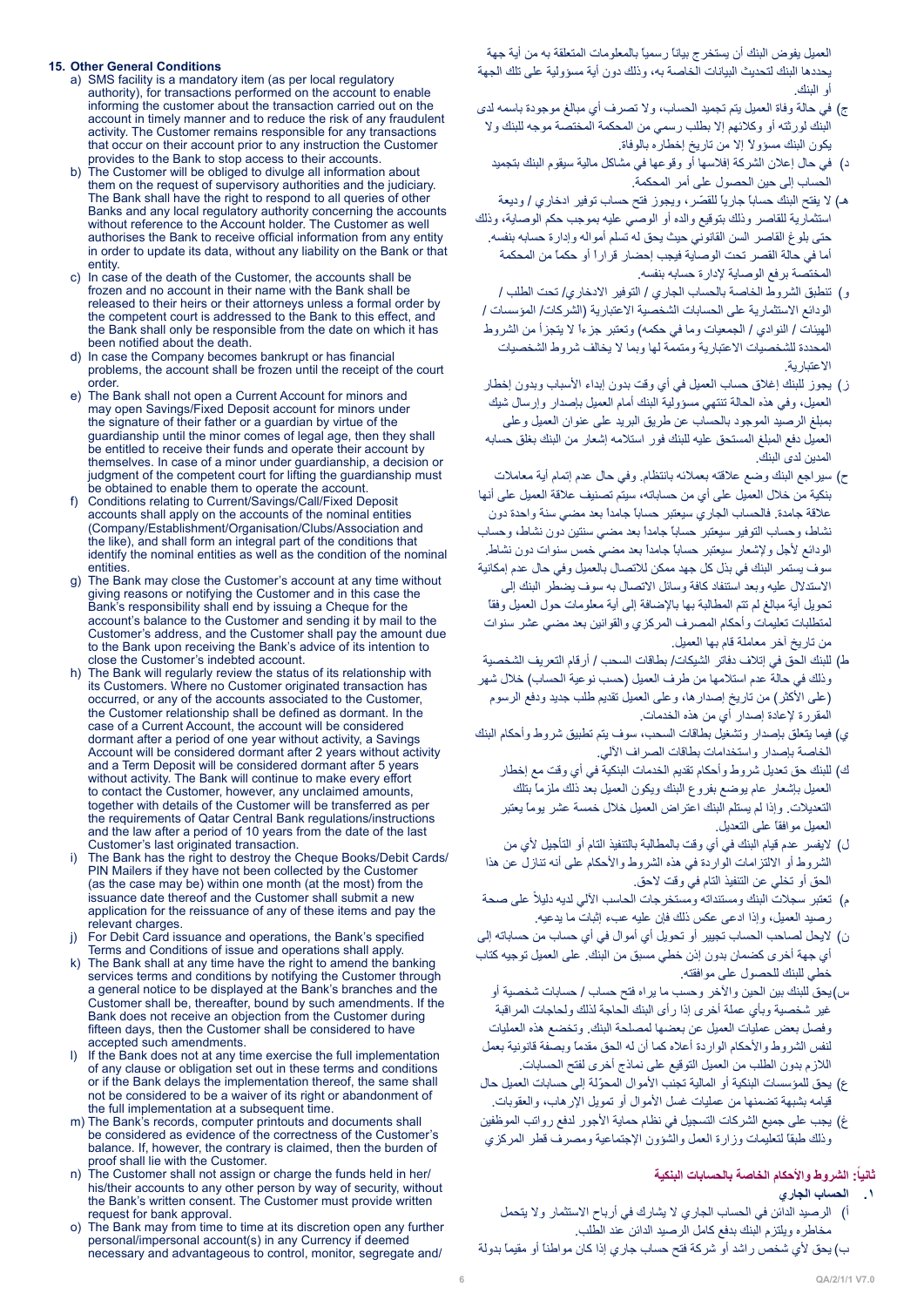## 15. Other General Conditions

a) SMS facility is a mandatory item (as per local regulatory authority), for transactions performed on the account to enable informing the customer about the transaction carried out on the account in timely manner and to reduce the risk of any fraudulent activity. The Customer remains responsible for any transactions that occur on their account prior to any instruction the Customer provides to the Bank to stop access to their accounts.

b) The Customer will be obliged to divulge all information about them on the request of supervisory authorities and the judiciary. The Bank shall have the right to respond to all queries of other Banks and any local regulatory authority concerning the accounts without reference to the Account holder. The Customer as well authorises the Bank to receive official information from any entity in order to update its data, without any liability on the Bank or that entity.

c) In case of the death of the Customer, the accounts shall be frozen and no account in their name with the Bank shall be released to their heirs or their attorneys unless a formal order by the competent court is addressed to the Bank to this effect, and the Bank shall only be responsible from the date on which it has been notified about the death.

d) In case the Company becomes bankrupt or has financial problems, the account shall be frozen until the receipt of the court order.

e) The Bank shall not open a Current Account for minors and may open Savings/Fixed Deposit account for minors under the signature of their father or a guardian by virtue of the guardianship until the minor comes of legal age, then they shall be entitled to receive their funds and operate their account by themselves. In case of a minor under guardianship, a decision or judgment of the competent court for lifting the guardianship must be obtained to enable them to operate the account.

f) Conditions relating to Current/Savings/Call/Fixed Deposit accounts shall apply on the accounts of the nominal entities (Company/Establishment/Organisation/Clubs/Association and the like), and shall form an integral part of the conditions that identify the nominal entities as well as the condition of the nominal entities.

g) The Bank may close the Customer's account at any time without giving reasons or notifying the Customer and in this case the Bank's responsibility shall end by issuing a Cheque for the account's balance to the Customer and sending it by mail to the Customer's address, and the Customer shall pay the amount due to the Bank upon receiving the Bank's advice of its intention to close the Customer's indebted account.

h) The Bank will regularly review the status of its relationship with its Customers. Where no Customer originated transaction has occurred, or any of the accounts associated to the Customer, the Customer relationship shall be defined as dormant. In the case of a Current Account, the account will be considered dormant after a period of one year without activity, a Savings Account will be considered dormant after 2 years without activity and a Term Deposit will be considered dormant after 5 years without activity. The Bank will continue to make every effort to contact the Customer, however, any unclaimed amounts, together with details of the Customer will be transferred as per the requirements of Qatar Central Bank regulations/instructions and the law after a period of 10 years from the date of the last Customer's last originated transaction.

i) The Bank has the right to destroy the Cheque Books/Debit Cards/PIN Mailers if they have not been collected by the Customer (as the case may be) within one month (at the most) from the issuance date thereof and the Customer shall submit a new application for the reissuance of any of these items and pay the relevant charges.

j) For Debit Card issuance and operations, the Bank's specified Terms and Conditions of issue and operations shall apply.

k) The Bank shall at any time have the right to amend the banking services terms and conditions by notifying the Customer through a general notice to be displayed at the Bank's branches and the Customer shall be, thereafter, bound by such amendments. If the Bank does not receive an objection from the Customer during fifteen days, then the Customer shall be considered to have accepted such amendments.

l) If the Bank does not at any time exercise the full implementation of any clause or obligation set out in these terms and conditions or if the Bank delays the implementation thereof, the same shall not be considered to be a waiver of its right or abandonment of the full implementation at a subsequent time.

m) The Bank's records, computer printouts and documents shall be considered as evidence of the correctness of the Customer's balance. If, however, the contrary is claimed, then the burden of proof shall lie with the Customer.

n) The Customer shall not assign or charge the funds held in her/his/their accounts to any other person by way of security, without the Bank's written consent. The Customer must provide written request for bank approval.

o) The Bank may from time to time at its discretion open any further personal/impersonal account(s) in any Currency if deemed necessary and advantageous to control, monitor, segregate and/

العميل يفوض البنك أن يستخرج بياناً رسمياً بالمعلومات المتعلقة به من أية جهة يحددها البنك لتحديث البيانات الخاصة به، وذلك دون أية مسؤولية على تلك الجهة أو البنك.

ج) في حالة وفاة العميل يتم تجميد الحساب، ولا تصرف أي مبالغ موجودة باسمه لدى البنك لورثته أو وكلائهم إلا بطلب رسمي من المحكمة المختصة موجه للبنك ولا يكون البنك مسؤولاً إلا من تاريخ إخطاره بالوفاة.

د) في حال إعلان الشركة إفلاسها أو وقوعها في مشاكل مالية سيقوم البنك بتجميد الحساب إلى حين الحصول على أمر المحكمة.

هـ) لا يفتح البنك حساباً جارياً للقصّر، ويجوز فتح حساب توفير ادخاري / وديعة استثمارية للقاصر وذلك بتوقيع والده أو الوصي عليه بموجب حكم الوصاية، وذلك حتى بلوغ القاصر السن القانوني حيث يحق له تسلم أمواله وإدارة حسابه بنفسه. أما في حالة القصر تحت الوصاية فيجب إحضار قراراً أو حكماً من المحكمة المختصة برفع الوصاية لإدارة حسابه بنفسه.

و) تنطبق الشروط الخاصة بالحساب الجاري / التوفير الادخاري/ تحت الطلب / الودائع الاستثمارية على الحسابات الشخصية الاعتبارية (الشركات/ المؤسسات / الهيئات / النوادي / الجمعيات وما في حكمه) وتعتبر جزءاً لا يتجزأ من الشروط المحددة للشخصيات الاعتبارية ومتممة لها وبما لا يخالف شروط الشخصيات الاعتبارية.

ز) يجوز للبنك إغلاق حساب العميل في أي وقت بدون إبداء الأسباب وبدون إخطار العميل، وفي هذه الحالة تنتهي مسؤولية البنك أمام العميل بإصدار وإرسال شيك بمبلغ الرصيد الموجود بالحساب عن طريق البريد على عنوان العميل وعلى العميل دفع المبلغ المستحق عليه للبنك فور استلامه إشعار من البنك بغلق حسابه المدين لدى البنك.

ح) سيراجع البنك وضع علاقته بعملائه بانتظام. وفي حال عدم إتمام أية معاملات بنكية من خلال العميل على أي من حساباته، سيتم تصنيف علاقة العميل على أنها علاقة جامدة. فالحساب الجاري سيعتبر حساباً جامداً بعد مضي سنة واحدة دون نشاط، وحساب التوفير سيعتبر حساباً جامداً بعد مضي سنتين دون نشاط، وحساب الودائع لأجل ولإشعار سيعتبر حساباً جامداً بعد مضي خمس سنوات دون نشاط. سوف يستمر البنك في بذل كل جهد ممكن للاتصال بالعميل وفي حال عدم إمكانية الاستدلال عليه وبعد استنفاد كافة وسائل الاتصال به سوف يضطر البنك إلى تحويل أية مبالغ لم تتم المطالبة بها بالإضافة إلى أية معلومات حول العميل وفقاً لمتطلبات تعليمات وأحكام المصرف المركزي والقوانين بعد مضي عشر سنوات من تاريخ آخر معاملة قام بها العميل.

ط) للبنك الحق في إتلاف دفاتر الشيكات/ بطاقات السحب / أرقام التعريف الشخصية وذلك في حالة عدم استلامها من طرف العميل (حسب نوعية الحساب) خلال شهر (على الأكثر) من تاريخ إصدارها، وعلى العميل تقديم طلب جديد ودفع الرسوم المقررة لإعادة إصدار أي من هذه الخدمات.

ي) فيما يتعلق بإصدار وتشغيل بطاقات السحب، سوف يتم تطبيق شروط وأحكام البنك الخاصة بإصدار واستخدامات بطاقات الصراف الآلي.

ك) للبنك حق تعديل شروط وأحكام تقديم الخدمات البنكية في أي وقت مع إخطار العميل بإشعار عام يوضع بفروع البنك ويكون العميل بعد ذلك ملزماً بتلك التعديلات. وإذا لم يستلم البنك اعتراض العميل خلال خمسة عشر يوماً يعتبر العميل موافقاً على التعديل.

ل) لايفسر عدم قيام البنك في أي وقت بالمطالبة بالتنفيذ التام أو التأجيل لأي من الشروط أو الالتزامات الواردة في هذه الشروط والأحكام على أنه تنازل عن هذا الحق أو تخلي عن التنفيذ التام في وقت لاحق.

م) تعتبر سجلات البنك ومستنداته ومستخرجات الحاسب الآلي لديه دليلاً على صحة رصيد العميل، وإذا ادعى عكس ذلك فإن عليه عبء إثبات ما يدعيه.

ن) لايحل لصاحب الحساب تجيير أو تحويل أي أموال في أي حساب من حساباته إلى أي جهة أخرى كضمان بدون إذن خطي مسبق من البنك. على العميل توجيه كتاب خطي للبنك للحصول على موافقته.

س) يحق للبنك بين الحين والآخر وحسب ما يراه فتح حساب / حسابات شخصية أو غير شخصية وبأي عملة أخرى إذا رأى البنك الحاجة لذلك ولحاجات المراقبة وفصل بعض عمليات العميل عن بعضها لمصلحة البنك. وتخضع هذه العمليات لنفس الشروط والأحكام الواردة أعلاه كما أن له الحق مقدماً وبصفة قانونية بعمل اللازم بدون الطلب من العميل التوقيع على نماذج أخرى لفتح الحسابات.

ع) يحق للمؤسسات البنكية أو المالية تجنب الأموال أو المحوّلة إلى حسابات العميل حال قيامه بشبهة تضمنها من عمليات غسل الأموال أو تمويل الإرهاب، والعقوبات.

غ) يجب على جميع الشركات التسجيل في نظام حماية الأجور لدفع رواتب الموظفين وذلك طبقاً لتعليمات وزارة العمل والشؤون الإجتماعية ومصرف قطر المركزي

## ثانياً: الشروط والأحكام الخاصة بالحسابات البنكية

### ١. الحساب الجاري

أ) الرصيد الدائن في الحساب الجاري لا يشارك في أرباح الاستثمار ولا يتحمل مخاطره ويلتزم البنك بدفع كامل الرصيد الدائن عند الطلب.

ب) يحق لأي شخص راشد أو شركة فتح حساب جاري إذا كان مواطناً أو مقيماً بدولة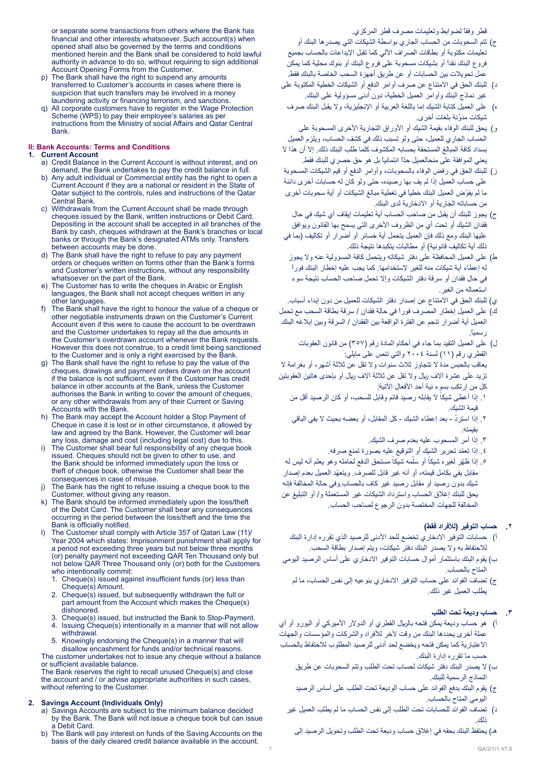or separate some transactions from others where the Bank has financial and other interests whatsoever. Such account(s) when opened shall also be governed by the terms and conditions mentioned herein and the Bank shall be considered to hold lawful authority in advance to do so, without requiring to sign additional Account Opening Forms from the Customer.

p) The Bank shall have the right to suspend any amounts transferred to Customer's accounts in cases where there is suspicion that such transfers may be involved in a money laundering activity or financing terrorism, and sanctions.

q) All corporate customers have to register in the Wage Protection Scheme (WPS) to pay their employee's salaries as per instructions from the Ministry of social Affairs and Qatar Central Bank.

## II: Bank Accounts: Terms and Conditions

### 1. Current Account

a) Credit Balance in the Current Account is without interest, and on demand, the Bank undertakes to pay the credit balance in full.

b) Any adult individual or Commercial entity has the right to open a Current Account if they are a national or resident in the State of Qatar subject to the controls, rules and instructions of the Qatar Central Bank.

c) Withdrawals from the Current Account shall be made through cheques issued by the Bank, written instructions or Debit Card. Depositing in the account shall be accepted in all branches of the Bank by cash, cheques withdrawn at the Bank's branches or local banks or through the Bank's designated ATMs only. Transfers between accounts may be done.

d) The Bank shall have the right to refuse to pay any payment orders or cheques written on forms other than the Bank's forms and Customer's written instructions, without any responsibility whatsoever on the part of the Bank.

e) The Customer has to write the cheques in Arabic or English languages, the Bank shall not accept cheques written in any other languages.

f) The Bank shall have the right to honour the value of a cheque or other negotiable instruments drawn on the Customer's Current Account even if this were to cause the account to be overdrawn and the Customer undertakes to repay all the due amounts in the Customer's overdrawn account whenever the Bank requests. However this does not construe, to a credit limit being sanctioned to the Customer and is only a right exercised by the Bank.

g) The Bank shall have the right to refuse to pay the value of the cheques, drawings and payment orders drawn on the account if the balance is not sufficient, even if the Customer has credit balance in other accounts at the Bank, unless the Customer authorises the Bank in writing to cover the amount of cheques, or any other withdrawals from any of their Current or Saving Accounts with the Bank.

h) The Bank may accept the Account holder a Stop Payment of Cheque in case it is lost or in other circumstance, it allowed by law and agreed by the Bank. However, the Customer will bear any loss, damage and cost (including legal cost) due to this.

i) The Customer shall bear full responsibility of any cheque book issued. Cheques should not be given to other to use, and the Bank should be informed immediately upon the loss or theft of cheque book, otherwise the Customer shall bear the consequences in case of misuse.

j) The Bank has the right to refuse issuing a cheque book to the Customer, without giving any reason.

k) The Bank should be informed immediately upon the loss/theft of the Debit Card. The Customer shall bear any consequences occurring in the period between the loss/theft and the time the Bank is officially notified.

l) The Customer shall comply with Article 357 of Qatari Law (11)/ Year 2004 which states: Imprisonment punishment shall apply for a period not exceeding three years but not below three months (or) penalty payment not exceeding QAR Ten Thousand only but not below QAR Three Thousand only (or) both for the Customers who intentionally commit:
   1. Cheque(s) issued against insufficient funds (or) less than Cheque(s) Amount.
   2. Cheque(s) issued, but subsequently withdrawn the full or part amount from the Account which makes the Cheque(s) dishonored.
   3. Cheque(s) issued, but instructed the Bank to Stop-Payment.
   4. Issuing Cheque(s) intentionally in a manner that will not allow withdrawal.
   5. Knowingly endorsing the Cheque(s) in a manner that will disallow encashment for funds and/or technical reasons.

The customer undertakes not to issue any cheque without a balance or sufficient available balance.
The Bank reserves the right to recall unused Cheque(s) and close the account and / or advise appropriate authorities in such cases, without referring to the Customer.

### 2. Savings Account (Individuals Only)

a) Savings Accounts are subject to the minimum balance decided by the Bank. The Bank will not issue a cheque book but can issue a Debit Card.

b) The Bank will pay interest on funds of the Saving Accounts on the basis of the daily cleared credit balance available in the account.

قطر وفقاً لضوابط وتعليمات مصرف قطر المركزي.

ج) تتم السحوبات من الحساب الجاري بواسطة الشيكات التي يصدرها البنك أو تعليمات مكتوبة أو بطاقات الصراف الآلي كما تقبل الإيداعات بالحساب بجميع فروع البنك نقداً أو بشيكات مسحوبة على فروع البنك أو بنوك محلية كما يمكن عمل تحويلات بين الحسابات أو عن طريق أجهزة السحب الخاصة بالبنك فقط.

د) للبنك الحق في الامتناع عن صرف أوامر الدفع أو الشيكات الخطية المكتوبة على غير نماذج البنك وأوامر العميل الخطية، دون أدنى مسؤولية على البنك.

ه) على العميل كتابة الشيك إما باللغة العربية أو الإنجليزية، ولا يقبل البنك صرف شيكات مدوّنة بلغات أخرى.

و) يحق للبنك الوفاء بقيمة الشيك أو الأوراق التجارية الأخرى المسحوبة على الحساب الجاري للعميل، حتى ولو تسبب ذلك في كشف الحساب، ويلزم العميل بسداد كافة المبالغ المستحقة بحسابه المكشوف كلما طلب البنك ذلك. إلا أن هذا لا يعني الموافقة على منحالعميل حدّاً ائتمانياً بل هو حق حصري للبنك فقط.

ز) للبنك الحق في رفض الوفاء بالسحوبات، وأوامر الدفع أو قيم الشيكات المسحوبة على حساب العميل إذا لم يفِ بها رصيده، حتى ولو كان له حسابات أخرى دائنة ما لم يفوّض العميل البنك خطياً في تغطية مبالغ الشيكات أو أية سحوبات أخرى من حساباته الجارية أو الادخارية لدى البنك.

ح) يجوز للبنك أن يقبل من صاحب الحساب أية تعليمات إيقاف أي شيك في حال فقدان الشيك أو تحت أي من الظروف الأخرى التي يسمح بها القانون ويوافق عليها البنك ومع ذلك فإن العميل يتحمل أية خسائر أو أضرار أو تكاليف (بما في ذلك أية تكاليف قانونية) أو مطالبات يتكبدها نتيجة ذلك.

ط) على العميل المحافظة على دفتر شيكاته ويتحمل كافة المسؤولية عنه ولا يجوز له إعطاء أية شيكات منه للغير لاستخدامها. كما يجب عليه إخطار البنك فوراً في حال فقدان أو سرقة دفتر الشيكات وإلا تحمل صاحب الحساب نتيجة سوء استعماله من الغير.

ي) للبنك الحق في الامتناع عن إصدار دفتر الشيكات للعميل من دون إبداء أسباب.

ك) على العميل إخطار المصرف فوراً في حالة فقدان / سرقة بطاقة السحب مع تحمل العميل أية أضرار تنجم عن الفترة الواقعة بين الفقدان / السرقة وبين إبلاغه البنك رسمياً.

ل) على العميل التقيد بما جاء في أحكام المادة رقم (٣٥٧) من قانون العقوبات القطري رقم (١١) لسنة ٢٠٠٤ والتي تنص على مايلي:

يعاقب بالحبس مدة لا تتجاوز ثلاث سنوات ولا تقل عن ثلاثة أشهر، أو بغرامة لا تزيد على عشرة آلاف ريال ولا تقل عن ثلاثة آلاف ريال أو بإحدى هاتين العقوبتين كل من ارتكب بسوء نية أحد الأفعال الآتية:

١. إذا أعطى شيكاً لا يقابله رصيد قائم وقابل للسحب، أو كان الرصيد أقل من قيمة الشيك.

٢. إذا استردّ - بعد إعطاء الشيك - كل المقابل، أو بعضه بحيث لا يفي الباقي بقيمته.

٣. إذا أمر المسحوب عليه بعدم صرف الشيك.

٤. إذا تعمّد تحرير الشيك أو التوقيع عليه بصورة تمنع صرفه.

٥. إذا ظهّر لغيره شيكاً أو سلّمه شيكاً مستحق الدفع لحامله وهو يعلم أنه ليس له مقابل يفي بكامل قيمته، أو أنه غير قابل للصرف. ويتعهّد العميل بعدم إصدار شيك بدون رصيد أو مقابل رصيد غير كاف بالحساب.وفي حالة المخالفة فإنه يحق للبنك إغلاق الحساب واسترداد الشيكات غير المستعملة و/ أو التبليغ عن المخالفة للجهات المختصة بدون الرجوع لصاحب الحساب.

### ٢. حساب التوفير (للأفراد فقط)

أ) حسابات التوفير الادخاري تخضع للحد الأدنى للرصيد الذي تقرره إدارة البنك للاحتفاظ به ولا يصدر البنك دفتر شيكات، ويتم إصدار بطاقة السحب.

ب) يقوم البنك باستثمار أموال حسابات التوفير الادخاري على أساس الرصيد اليومي المتاح بالحساب.

ج) تضاف الفوائد على حساب التوفير الادخاري بنوعيه إلى نفس الحساب، ما لم يطلب العميل غير ذلك.

### ٣. حساب وديعة تحت الطلب

أ) هو حساب وديعة يمكن فتحه بالريال القطري أو الدولار الأميركي أو اليورو أو أي عملة أخرى يحددها البنك من وقت لآخر للأفراد والشركات والمؤسسات والجهات الاعتبارية كما يمكن فتحه ويخضع لحد أدنى للرصيد المطلوب للاحتفاظ بالحساب حسب ما تقرره إدارة البنك.

ب) لا يصدر البنك دفتر شيكات لحساب تحت الطلب وتتم السحوبات عن طريق النماذج الرسمية للبنك.

ج) يقوم البنك بدفع الفوائد على حساب الوديعة تحت الطلب على أساس الرصيد اليومي المتاح بالحساب.

د) تضاف الفوائد للحسابات تحت الطلب إلى نفس الحساب ما لم يطلب العميل غير ذلك.

هـ) يحتفظ البنك بحقه في إغلاق حساب وديعة تحت الطلب وتحويل الرصيد إلى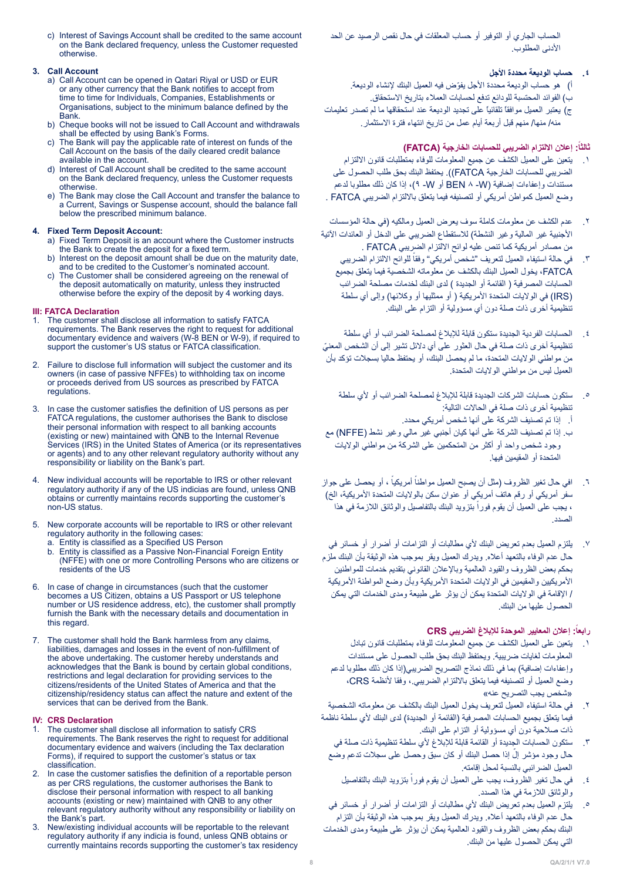c) Interest of Savings Account shall be credited to the same account on the Bank declared frequency, unless the Customer requested otherwise.

**3. Call Account**

a) Call Account can be opened in Qatari Riyal or USD or EUR or any other currency that the Bank notifies to accept from time to time for Individuals, Companies, Establishments or Organisations, subject to the minimum balance defined by the Bank.
b) Cheque books will not be issued to Call Account and withdrawals shall be effected by using Bank's Forms.
c) The Bank will pay the applicable rate of interest on funds of the Call Account on the basis of the daily cleared credit balance available in the account.
d) Interest of Call Account shall be credited to the same account on the Bank declared frequency, unless the Customer requests otherwise.
e) The Bank may close the Call Account and transfer the balance to a Current, Savings or Suspense account, should the balance fall below the prescribed minimum balance.

**4. Fixed Term Deposit Account:**

a) Fixed Term Deposit is an account where the Customer instructs the Bank to create the deposit for a fixed term.
b) Interest on the deposit amount shall be due on the maturity date, and to be credited to the Customer's nominated account.
c) The Customer shall be considered agreeing on the renewal of the deposit automatically on maturity, unless they instructed otherwise before the expiry of the deposit by 4 working days.

## III: FATCA Declaration

1. The customer shall disclose all information to satisfy FATCA requirements. The Bank reserves the right to request for additional documentary evidence and waivers (W-8 BEN or W-9), if required to support the customer's US status or FATCA classification.
2. Failure to disclose full information will subject the customer and its owners (in case of passive NFFEs) to withholding tax on income or proceeds derived from US sources as prescribed by FATCA regulations.
3. In case the customer satisfies the definition of US persons as per FATCA regulations, the customer authorises the Bank to disclose their personal information with respect to all banking accounts (existing or new) maintained with QNB to the Internal Revenue Services (IRS) in the United States of America (or its representatives or agents) and to any other relevant regulatory authority without any responsibility or liability on the Bank's part.
4. New individual accounts will be reportable to IRS or other relevant regulatory authority if any of the US indicias are found, unless QNB obtains or currently maintains records supporting the customer's non-US status.
5. New corporate accounts will be reportable to IRS or other relevant regulatory authority in the following cases:
   a. Entity is classified as a Specified US Person
   b. Entity is classified as a Passive Non-Financial Foreign Entity (NFFE) with one or more Controlling Persons who are citizens or residents of the US
6. In case of change in circumstances (such that the customer becomes a US Citizen, obtains a US Passport or US telephone number or US residence address, etc), the customer shall promptly furnish the Bank with the necessary details and documentation in this regard.
7. The customer shall hold the Bank harmless from any claims, liabilities, damages and losses in the event of non-fulfillment of the above undertaking. The customer hereby understands and acknowledges that the Bank is bound by certain global conditions, restrictions and legal declaration for providing services to the citizens/residents of the United States of America and that the citizenship/residency status can affect the nature and extent of the services that can be derived from the Bank.

## IV: CRS Declaration

1. The customer shall disclose all information to satisfy CRS requirements. The Bank reserves the right to request for additional documentary evidence and waivers (including the Tax declaration Forms), if required to support the customer's status or tax classification.
2. In case the customer satisfies the definition of a reportable person as per CRS regulations, the customer authorises the Bank to disclose their personal information with respect to all banking accounts (existing or new) maintained with QNB to any other relevant regulatory authority without any responsibility or liability on the Bank's part.
3. New/existing individual accounts will be reportable to the relevant regulatory authority if any indicia is found, unless QNB obtains or currently maintains records supporting the customer's tax residency

الحساب الجاري أو التوفير أو حساب المعلقات في حال نقص الرصيد عن الحد الأدنى المطلوب.

**٤. حساب الوديعة محددة الأجل**

أ) هو حساب الوديعة محددة الأجل يفوّض فيه العميل البنك لإنشاء الوديعة.
ب) الفوائد المحتسبة للودائع تدفع لحسابات العملاء بتاريخ الاستحقاق.
ج) يعتبر العميل موافقاً تلقائياً على تجديد الوديعة عند استحقاقها ما لم تصدر تعليمات منه/ منها/ منهم قبل أربعة أيام عمل من تاريخ انتهاء فترة الاستثمار.

## ثالثاً: إعلان الالتزام الضريبي للحسابات الخارجية (FATCA)

١. يتعين على العميل الكشف عن جميع المعلومات للوفاء بمتطلبات قانون الالتزام الضريبي للحسابات الخارجية (FATCA)). يحتفظ البنك بحق طلب الحصول على مستندات وإعفاءات إضافية (W- ٨ BEN أو W- ٩)، إذا كان ذلك مطلوبا لدعم وضع العميل كمواطن أمريكي أو لتصنيفه فيما يتعلق بالالتزام الضريبي FATCA .
٢. عدم الكشف عن معلومات كاملة سوف يعرض العميل ومالكيه (في حالة المؤسسات الأجنبية غير المالية وغير النشطة) للاستقطاع الضريبي على الدخل أو العائدات الآتية من مصادر أمريكية كما تنص عليه لوائح الالتزام الضريبي FATCA .
٣. في حالة استيفاء العميل لتعريف "شخص أمريكي" وفقاً للوائح الالتزام الضريبي FATCA، يخول العميل البنك بالكشف عن معلوماته الشخصية فيما يتعلق بجميع الحسابات المصرفية ( القائمة أو الجديدة ) لدى البنك لخدمات مصلحة الضرائب (IRS) في الولايات المتحدة الأمريكية ( أو ممثليها أو وكلائها) وإلى أي سلطة تنظيمية أخرى ذات صلة دون أي مسؤولية أو التزام على البنك.
٤. الحسابات الفردية الجديدة ستكون قابلة للإبلاغ لمصلحة الضرائب أو أي سلطة تنظيمية أخرى ذات صلة في حال العثور على أي دلائل تشير إلى أن الشخص المعنيّ من مواطني الولايات المتحدة، ما لم يحصل البنك، أو يحتفظ حاليا بسجلات تؤكد بأن العميل ليس من مواطني الولايات المتحدة.
٥. ستكون حسابات الشركات الجديدة قابلة للإبلاغ لمصلحة الضرائب أو لأي سلطة تنظيمية أخرى ذات صلة في الحالات التالية:
   أ. إذا تم تصنيف الشركة على أنها شخص أمريكي محدد.
   ب. إذا تم تصنيف الشركة على أنها كيان أجنبي غير مالي وغير نشط (NFFE) مع وجود شخص واحد أو أكثر من المتحكمين على الشركة من مواطني الولايات المتحدة أو المقيمين فيها.
٦. افي حال تغير الظروف (مثل أن يصبح العميل مواطناً أمريكياً ، أو يحصل على جواز سفر أمريكي أو رقم هاتف أمريكي أو عنوان سكن بالولايات المتحدة الأمريكية، الخ) ، يجب على العميل أن يقوم فوراً بتزويد البنك بالتفاصيل والوثائق اللازمة في هذا الصدد.
٧. يلتزم العميل بعدم تعويض البنك لأي مطالبات أو التزامات أو أضرار أو خسائر في حال عدم الوفاء بالتعهد أعلاه. ويدرك العميل ويقر بموجب هذه الوثيقة بأن البنك ملزم بحكم بعض الظروف والقيود العالمية وبالإعلان القانوني بتقديم خدمات للمواطنين الأمريكيين والمقيمين في الولايات المتحدة الأمريكية وبأن وضع المواطنة الأمريكية / الإقامة في الولايات المتحدة يمكن أن يؤثر على طبيعة ومدى الخدمات التي يمكن الحصول عليها من البنك.

## رابعاً: إعلان المعايير الموحدة للإبلاغ الضريبي CRS

١. يتعين على العميل الكشف عن جميع المعلومات للوفاء بمتطلبات قانون تبادل المعلومات لغايات ضريبية. ويحتفظ البنك بحق طلب الحصول على مستندات وإعفاءات إضافية بما في ذلك نماذج التصريح الضريبي(إذا كان ذلك مطلوبا لدعم وضع العميل أو لتصنيفه فيما يتعلق بالالتزام الضريبي، وفقا لأنظمة CRS، «شخص يجب التصريح عنه»)
٢. في حالة استيفاء العميل لتعريف يخول العميل البنك بالكشف عن معلوماته الشخصية فيما يتعلق بجميع الحسابات المصرفية (القائمة أو الجديدة) لدى البنك لأي سلطة ناظمة ذات صلاحية دون أي مسؤولية أو التزام على البنك.
٣. ستكون الحسابات الجديدة أو القائمة قابلة للإبلاغ لأي سلطة تنظيمية ذات صلة في حال وجود مؤشر إلّا إذا حصل البنك أو كان سبق وحصل على سجلات تدعم وضع العميل الضرائبي بالنسبة لمحل إقامته.
٤. في حال تغير الظروف، يجب على العميل أن يقوم فوراً بتزويد البنك بالتفاصيل والوثائق اللازمة في هذا الصدد.
٥. يلتزم العميل بعدم تعويض البنك لأي مطالبات أو التزامات أو أضرار أو خسائر في حال عدم الوفاء بالتعهد أعلاه. ويدرك العميل ويقر بموجب هذه الوثيقة بأن التزام البنك بحكم بعض الظروف والقيود العالمية يمكن أن يؤثر على طبيعة ومدى الخدمات التي يمكن الحصول عليها من البنك.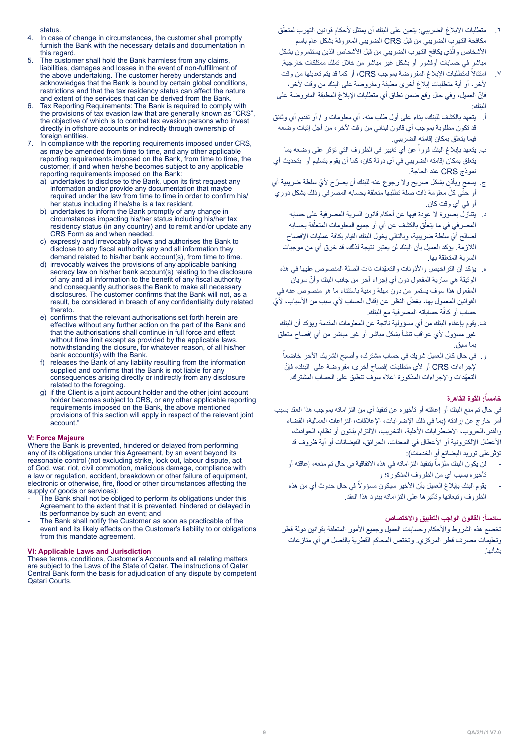status.

4. In case of change in circumstances, the customer shall promptly furnish the Bank with the necessary details and documentation in this regard.
5. The customer shall hold the Bank harmless from any claims, liabilities, damages and losses in the event of non-fulfillment of the above undertaking. The customer hereby understands and acknowledges that the Bank is bound by certain global conditions, restrictions and that the tax residency status can affect the nature and extent of the services that can be derived from the Bank.
6. Tax Reporting Requirements: The Bank is required to comply with the provisions of tax evasion law that are generally known as "CRS", the objective of which is to combat tax evasion persons who invest directly in offshore accounts or indirectly through ownership of foreign entities.
7. In compliance with the reporting requirements imposed under CRS, as may be amended from time to time, and any other applicable reporting requirements imposed on the Bank, from time to time, the customer, if and when he/she becomes subject to any applicable reporting requirements imposed on the Bank:
   a) undertakes to disclose to the Bank, upon its first request any information and/or provide any documentation that maybe required under the law from time to time in order to confirm his/her status including if he/she is a tax resident.
   b) undertakes to inform the Bank promptly of any change in circumstances impacting his/her status including his/her tax residency status (in any country) and to remit and/or update any CRS Form as and when needed.
   c) expressly and irrevocably allows and authorises the Bank to disclose to any fiscal authority any and all information they demand related to his/her bank account(s), from time to time.
   d) irrevocably waives the provisions of any applicable banking secrecy law on his/her bank account(s) relating to the disclosure of any and all information to the benefit of any fiscal authority and consequently authorises the Bank to make all necessary disclosures. The customer confirms that the Bank will not, as a result, be considered in breach of any confidentiality duty related thereto.
   e) confirms that the relevant authorisations set forth herein are effective without any further action on the part of the Bank and that the authorisations shall continue in full force and effect without time limit except as provided by the applicable laws, notwithstanding the closure, for whatever reason, of all his/her bank account(s) with the Bank.
   f) releases the Bank of any liability resulting from the information supplied and confirms that the Bank is not liable for any consequences arising directly or indirectly from any disclosure related to the foregoing.
   g) if the Client is a joint account holder and the other joint account holder becomes subject to CRS, or any other applicable reporting requirements imposed on the Bank, the above mentioned provisions of this section will apply in respect of the relevant joint account."

### V: Force Majeure

Where the Bank is prevented, hindered or delayed from performing any of its obligations under this Agreement, by an event beyond its reasonable control (not excluding strike, lock out, labour dispute, act of God, war, riot, civil commotion, malicious damage, compliance with a law or regulation, accident, breakdown or other failure of equipment, electronic or otherwise, fire, flood or other circumstances affecting the supply of goods or services):

- The Bank shall not be obliged to perform its obligations under this Agreement to the extent that it is prevented, hindered or delayed in its performance by such an event; and
- The Bank shall notify the Customer as soon as practicable of the event and its likely effects on the Customer's liability to or obligations from this mandate agreement.

### VI: Applicable Laws and Jurisdiction

These terms, conditions, Customer's Accounts and all relating matters are subject to the Laws of the State of Qatar. The instructions of Qatar Central Bank form the basis for adjudication of any dispute by competent Qatari Courts.

٦. متطلبات الابلاغ الضريبي: يتعين على البنك أن يمتثل لأحكام قوانين التهرب لمتعلّق مكافحة التهرب الضريبي من قبل CRS الضريبي المعروفة بشكل عام باسم الأشخاص والّذي يكافح التهرب الضريبي من قبل الأشخاص الذين يستثمرون بشكل مباشر في حسابات أوفشور أو بشكل غير مباشر من خلال تملك ممتلكات خارجية.

٧. امتثالاً لمتطلبات الإبلاغ المفروضة بموجب CRS، أو كما قد يتم تعديلها من وقت لآخر، أو أية متطلبات إبلاغ أخرى مطبقة ومفروضة على البنك من وقت لآخر، فإنّ العميل، وفي حال وقع ضمن نطاق أي متطلبات الإبلاغ المطبقة المفروضة على البنك:

أ. يتعهد بالكشف للبنك، بناء على أول طلب منه، أي معلومات و / أو تقديم أي وثائق قد تكون مطلوبة بموجب أي قانون لبناني من وقت لآخر، من أجل إثبات وضعه فيما يتعلّق بمكان إقامته الضريبي.

ب. يتعهد بإبلاغ البنك فوراً عن أي تغيير في الظروف التي تؤثر على وضعه بما يتعلق بمكان إقامته الضريبي في أي دولة كان، كما أن يقوم بتسليم أو بتحديث أي نموذج CRS عند الحاجة.

ج. يسمح ويأذن بشكل صريح ولا رجوع عنه للبنك أن يصرّح لأيّ سلطة ضريبية أي أو حتّى كلّ معلومة ذات صلة تطلبها متعلقة بحسابه المصرفي وذلك بشكل دوري أو في أي وقت كان.

د. يتنازل بصورة لا عودة فيها عن أحكام قانون السرية المصرفية على حسابه المصرفي في ما يتعلّق بالكشف عن أي أو جميع المعلومات المتعلّقة بحسابه لصالح أيّ سلطة ضريبية، وبالتالي يخول البنك القيام بكافة عمليات الإفصاح اللازمة. يؤكد العميل بأن البنك لن يعتبر نتيجة لذلك، قد خرق أي من موجبات السرية المتعلقة بها.

ه. يؤكد أن التراخيص والأذونات والتعهّدات ذات الصلة المنصوص عليها في هذه الوثيقة هي سارية المفعول دون أي إجراء آخر من جانب البنك وأنّ سريان المفعول هذا سوف يستمر من دون مهلة زمنية باستثناء ما هو منصوص عنه في القوانين المعمول بها، بغضّ النظر عن إقفال الحساب لأي سبب من الأسباب، لأيّ حساب أو كافّة حساباته المصرفية مع البنك.

ف. يقوم بإعفاء البنك من أي مسؤولية ناتجة عن المعلومات المقدمة ويؤكد أن البنك غير مسؤول لأي عواقب تنشأ بشكل مباشر أو غير مباشر من أي إفصاح متعلق بما سبق.

و. في حال كان العميل شريك في حساب مشترك، وأصبح الشريك الآخر خاضعاً لإجراءات CRS أو لأي متطلبات إفصاح أخرى، مفروضة على البنك، فإنّ التعهّدات والإجراءات المذكورة أعلاه سوف تنطبق على الحساب المشترك.

### خامساً: القوة القاهرة

في حال تم منع البنك أو إعاقته أو تأخيره عن تنفيذ أي من التزاماته بموجب هذا العقد بسبب أمر خارج عن إرادته (بما في ذلك الإضرابات، الإغلاقات، النزاعات العمالية، القضاء والقدر،الحروب، الاضطرابات الأهلية، التخريب، الالتزام بقانون أو نظام، الحوادث، الأعطال الالكترونية أو الأعطال في المعدات، الحرائق، الفيضانات أو أية ظروف قد تؤثرعلى توريد البضائع أو الخدمات):

- لن يكون البنك ملزماً بتنفيذ التزاماته في هذه الاتفاقية في حال تم منعه، إعاقته أو تأخيره بسبب أي من الظروف المذكورة؛ و
- يقوم البنك بإبلاغ العميل بأن الأخير سيكون مسؤولاً في حال حدوث أي من هذه الظروف وتبعاتها وتأثيرها على التزاماته ببنود هذا العقد.

### سادساً: القانون الواجب التطبيق والاختصاص

تخضع هذه الشروط والأحكام وحسابات العميل وجميع الأمور المتعلقة بقوانين دولة قطر وتعليمات مصرف قطر المركزي. وتختص المحاكم القطرية بالفصل في أي منازعات بشأنها.

QA/2/1/1 V7.0